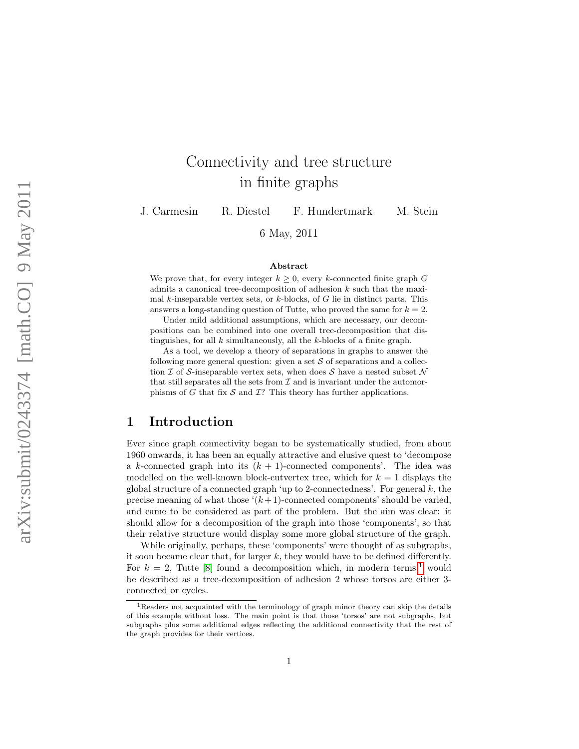# Connectivity and tree structure in finite graphs

J. Carmesin R. Diestel F. Hundertmark M. Stein

6 May, 2011

### Abstract

We prove that, for every integer $k \geq 0$, every $k$-connected finite graph $G$ admits a canonical tree-decomposition of adhesion $k$ such that the maximal $k$-inseparable vertex sets, or $k$-blocks, of $G$ lie in distinct parts. This answers a long-standing question of Tutte, who proved the same for $k = 2$.

Under mild additional assumptions, which are necessary, our decompositions can be combined into one overall tree-decomposition that distinguishes, for all $k$ simultaneously, all the $k$-blocks of a finite graph.

As a tool, we develop a theory of separations in graphs to answer the following more general question: given a set $\mathcal{S}$ of separations and a collection $\mathcal{I}$ of $\mathcal{S}$-inseparable vertex sets, when does $\mathcal{S}$ have a nested subset $\mathcal{N}$ that still separates all the sets from $\mathcal{I}$ and is invariant under the automorphisms of $G$ that fix $\mathcal{S}$ and $\mathcal{I}$? This theory has further applications.

## 1 Introduction

Ever since graph connectivity began to be systematically studied, from about 1960 onwards, it has been an equally attractive and elusive quest to 'decompose a $k$-connected graph into its $(k+1)$-connected components'. The idea was modelled on the well-known block-cutvertex tree, which for $k = 1$ displays the global structure of a connected graph 'up to 2-connectedness'. For general $k$, the precise meaning of what those '$(k+1)$-connected components' should be varied, and came to be considered as part of the problem. But the aim was clear: it should allow for a decomposition of the graph into those 'components', so that their relative structure would display some more global structure of the graph.

While originally, perhaps, these 'components' were thought of as subgraphs, it soon became clear that, for larger $k$, they would have to be defined differently. For $k = 2$, Tutte [8] found a decomposition which, in modern terms,[1] would be described as a tree-decomposition of adhesion 2 whose torsos are either 3-connected or cycles.

[1] Readers not acquainted with the terminology of graph minor theory can skip the details of this example without loss. The main point is that those 'torsos' are not subgraphs, but subgraphs plus some additional edges reflecting the additional connectivity that the rest of the graph provides for their vertices.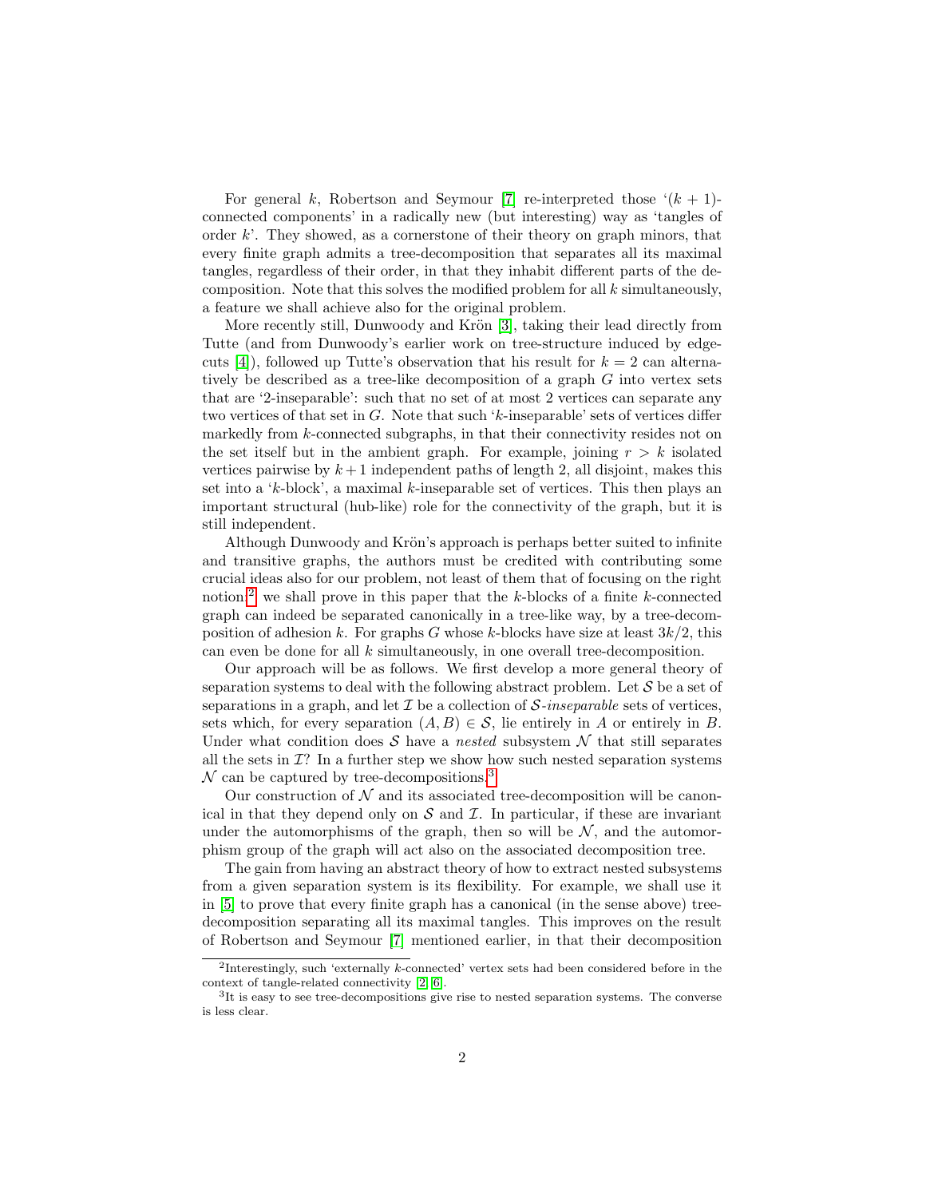For general $k$, Robertson and Seymour [7] re-interpreted those '$(k+1)$-connected components' in a radically new (but interesting) way as 'tangles of order $k$'. They showed, as a cornerstone of their theory on graph minors, that every finite graph admits a tree-decomposition that separates all its maximal tangles, regardless of their order, in that they inhabit different parts of the decomposition. Note that this solves the modified problem for all $k$ simultaneously, a feature we shall achieve also for the original problem.

More recently still, Dunwoody and Krön [3], taking their lead directly from Tutte (and from Dunwoody's earlier work on tree-structure induced by edge-cuts [4]), followed up Tutte's observation that his result for $k = 2$ can alternatively be described as a tree-like decomposition of a graph $G$ into vertex sets that are '2-inseparable': such that no set of at most 2 vertices can separate any two vertices of that set in $G$. Note that such '$k$-inseparable' sets of vertices differ markedly from $k$-connected subgraphs, in that their connectivity resides not on the set itself but in the ambient graph. For example, joining $r > k$ isolated vertices pairwise by $k+1$ independent paths of length 2, all disjoint, makes this set into a '$k$-block', a maximal $k$-inseparable set of vertices. This then plays an important structural (hub-like) role for the connectivity of the graph, but it is still independent.

Although Dunwoody and Krön's approach is perhaps better suited to infinite and transitive graphs, the authors must be credited with contributing some crucial ideas also for our problem, not least of them that of focusing on the right notion:[2] we shall prove in this paper that the $k$-blocks of a finite $k$-connected graph can indeed be separated canonically in a tree-like way, by a tree-decomposition of adhesion $k$. For graphs $G$ whose $k$-blocks have size at least $3k/2$, this can even be done for all $k$ simultaneously, in one overall tree-decomposition.

Our approach will be as follows. We first develop a more general theory of separation systems to deal with the following abstract problem. Let $\mathcal{S}$ be a set of separations in a graph, and let $\mathcal{I}$ be a collection of $\mathcal{S}$-*inseparable* sets of vertices, sets which, for every separation $(A, B) \in \mathcal{S}$, lie entirely in $A$ or entirely in $B$. Under what condition does $\mathcal{S}$ have a *nested* subsystem $\mathcal{N}$ that still separates all the sets in $\mathcal{I}$? In a further step we show how such nested separation systems $\mathcal{N}$ can be captured by tree-decompositions.[3]

Our construction of $\mathcal{N}$ and its associated tree-decomposition will be canonical in that they depend only on $\mathcal{S}$ and $\mathcal{I}$. In particular, if these are invariant under the automorphisms of the graph, then so will be $\mathcal{N}$, and the automorphism group of the graph will act also on the associated decomposition tree.

The gain from having an abstract theory of how to extract nested subsystems from a given separation system is its flexibility. For example, we shall use it in [5] to prove that every finite graph has a canonical (in the sense above) tree-decomposition separating all its maximal tangles. This improves on the result of Robertson and Seymour [7] mentioned earlier, in that their decomposition

[2] Interestingly, such 'externally $k$-connected' vertex sets had been considered before in the context of tangle-related connectivity [2, 6].

[3] It is easy to see tree-decompositions give rise to nested separation systems. The converse is less clear.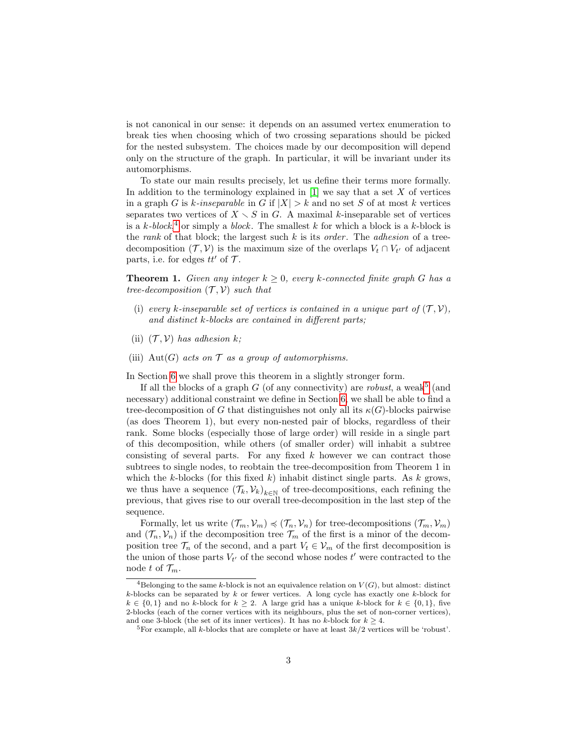is not canonical in our sense: it depends on an assumed vertex enumeration to break ties when choosing which of two crossing separations should be picked for the nested subsystem. The choices made by our decomposition will depend only on the structure of the graph. In particular, it will be invariant under its automorphisms.

To state our main results precisely, let us define their terms more formally. In addition to the terminology explained in [1] we say that a set $X$ of vertices in a graph $G$ is *$k$-inseparable* in $G$ if $|X| > k$ and no set $S$ of at most $k$ vertices separates two vertices of $X \setminus S$ in $G$. A maximal $k$-inseparable set of vertices is a *$k$-block*,[4] or simply a *block*. The smallest $k$ for which a block is a $k$-block is the *rank* of that block; the largest such $k$ is its *order*. The *adhesion* of a tree-decomposition $(\mathcal{T}, \mathcal{V})$ is the maximum size of the overlaps $V_t \cap V_{t'}$ of adjacent parts, i.e. for edges $tt'$ of $\mathcal{T}$.

**Theorem 1.** *Given any integer $k \geq 0$, every $k$-connected finite graph $G$ has a tree-decomposition $(\mathcal{T}, \mathcal{V})$ such that*

- (i) *every $k$-inseparable set of vertices is contained in a unique part of $(\mathcal{T}, \mathcal{V})$, and distinct $k$-blocks are contained in different parts;*
- (ii) *$(\mathcal{T}, \mathcal{V})$ has adhesion $k$;*
- (iii) *$\mathrm{Aut}(G)$ acts on $\mathcal{T}$ as a group of automorphisms.*

In Section 6 we shall prove this theorem in a slightly stronger form.

If all the blocks of a graph $G$ (of any connectivity) are *robust*, a weak[5] (and necessary) additional constraint we define in Section 6, we shall be able to find a tree-decomposition of $G$ that distinguishes not only all its $\kappa(G)$-blocks pairwise (as does Theorem 1), but every non-nested pair of blocks, regardless of their rank. Some blocks (especially those of large order) will reside in a single part of this decomposition, while others (of smaller order) will inhabit a subtree consisting of several parts. For any fixed $k$ however we can contract those subtrees to single nodes, to reobtain the tree-decomposition from Theorem 1 in which the $k$-blocks (for this fixed $k$) inhabit distinct single parts. As $k$ grows, we thus have a sequence $(\mathcal{T}_k, \mathcal{V}_k)_{k \in \mathbb{N}}$ of tree-decompositions, each refining the previous, that gives rise to our overall tree-decomposition in the last step of the sequence.

Formally, let us write $(\mathcal{T}_m, \mathcal{V}_m) \preccurlyeq (\mathcal{T}_n, \mathcal{V}_n)$ for tree-decompositions $(\mathcal{T}_m, \mathcal{V}_m)$ and $(\mathcal{T}_n, \mathcal{V}_n)$ if the decomposition tree $\mathcal{T}_m$ of the first is a minor of the decomposition tree $\mathcal{T}_n$ of the second, and a part $V_t \in \mathcal{V}_m$ of the first decomposition is the union of those parts $V_{t'}$ of the second whose nodes $t'$ were contracted to the node $t$ of $\mathcal{T}_m$.

[4] Belonging to the same $k$-block is not an equivalence relation on $V(G)$, but almost: distinct $k$-blocks can be separated by $k$ or fewer vertices. A long cycle has exactly one $k$-block for $k \in \{0, 1\}$ and no $k$-block for $k \geq 2$. A large grid has a unique $k$-block for $k \in \{0, 1\}$, five 2-blocks (each of the corner vertices with its neighbours, plus the set of non-corner vertices), and one 3-block (the set of its inner vertices). It has no $k$-block for $k \geq 4$.

[5] For example, all $k$-blocks that are complete or have at least $3k/2$ vertices will be 'robust'.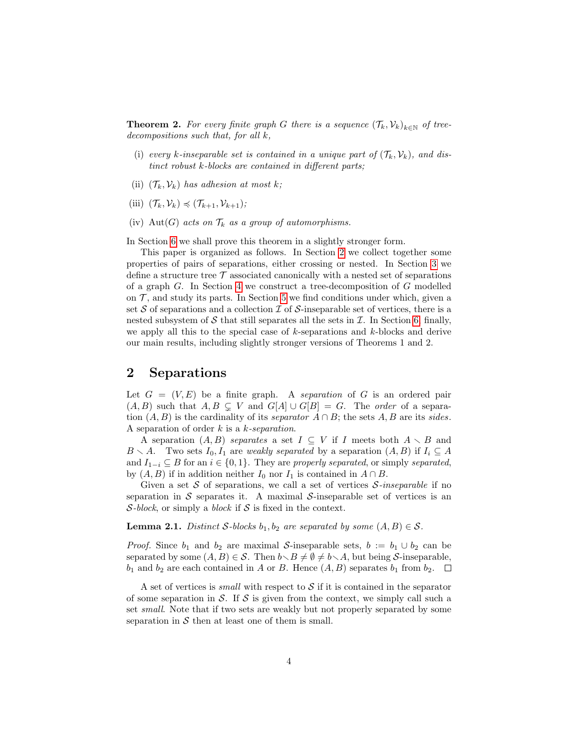**Theorem 2.** *For every finite graph $G$ there is a sequence $(\mathcal{T}_k, \mathcal{V}_k)_{k \in \mathbb{N}}$ of tree-decompositions such that, for all $k$,*

(i) *every $k$-inseparable set is contained in a unique part of $(\mathcal{T}_k, \mathcal{V}_k)$, and distinct robust $k$-blocks are contained in different parts;*

(ii) *$(\mathcal{T}_k, \mathcal{V}_k)$ has adhesion at most $k$;*

(iii) *$(\mathcal{T}_k, \mathcal{V}_k) \preccurlyeq (\mathcal{T}_{k+1}, \mathcal{V}_{k+1})$;*

(iv) *$\mathrm{Aut}(G)$ acts on $\mathcal{T}_k$ as a group of automorphisms.*

In Section 6 we shall prove this theorem in a slightly stronger form.

This paper is organized as follows. In Section 2 we collect together some properties of pairs of separations, either crossing or nested. In Section 3 we define a structure tree $\mathcal{T}$ associated canonically with a nested set of separations of a graph $G$. In Section 4 we construct a tree-decomposition of $G$ modelled on $\mathcal{T}$, and study its parts. In Section 5 we find conditions under which, given a set $\mathcal{S}$ of separations and a collection $\mathcal{I}$ of $\mathcal{S}$-inseparable set of vertices, there is a nested subsystem of $\mathcal{S}$ that still separates all the sets in $\mathcal{I}$. In Section 6, finally, we apply all this to the special case of $k$-separations and $k$-blocks and derive our main results, including slightly stronger versions of Theorems 1 and 2.

## 2 Separations

Let $G = (V, E)$ be a finite graph. A *separation* of $G$ is an ordered pair $(A, B)$ such that $A, B \subsetneq V$ and $G[A] \cup G[B] = G$. The *order* of a separation $(A, B)$ is the cardinality of its *separator* $A \cap B$; the sets $A, B$ are its *sides*. A separation of order $k$ is a *$k$-separation*.

A separation $(A, B)$ *separates* a set $I \subseteq V$ if $I$ meets both $A \smallsetminus B$ and $B \smallsetminus A$. Two sets $I_0, I_1$ are *weakly separated* by a separation $(A, B)$ if $I_i \subseteq A$ and $I_{1-i} \subseteq B$ for an $i \in \{0, 1\}$. They are *properly separated*, or simply *separated*, by $(A, B)$ if in addition neither $I_0$ nor $I_1$ is contained in $A \cap B$.

Given a set $\mathcal{S}$ of separations, we call a set of vertices *$\mathcal{S}$-inseparable* if no separation in $\mathcal{S}$ separates it. A maximal $\mathcal{S}$-inseparable set of vertices is an *$\mathcal{S}$-block*, or simply a *block* if $\mathcal{S}$ is fixed in the context.

**Lemma 2.1.** *Distinct $\mathcal{S}$-blocks $b_1, b_2$ are separated by some $(A, B) \in \mathcal{S}$.*

*Proof.* Since $b_1$ and $b_2$ are maximal $\mathcal{S}$-inseparable sets, $b := b_1 \cup b_2$ can be separated by some $(A, B) \in \mathcal{S}$. Then $b \smallsetminus B \neq \emptyset \neq b \smallsetminus A$, but being $\mathcal{S}$-inseparable, $b_1$ and $b_2$ are each contained in $A$ or $B$. Hence $(A, B)$ separates $b_1$ from $b_2$. $\square$

A set of vertices is *small* with respect to $\mathcal{S}$ if it is contained in the separator of some separation in $\mathcal{S}$. If $\mathcal{S}$ is given from the context, we simply call such a set *small*. Note that if two sets are weakly but not properly separated by some separation in $\mathcal{S}$ then at least one of them is small.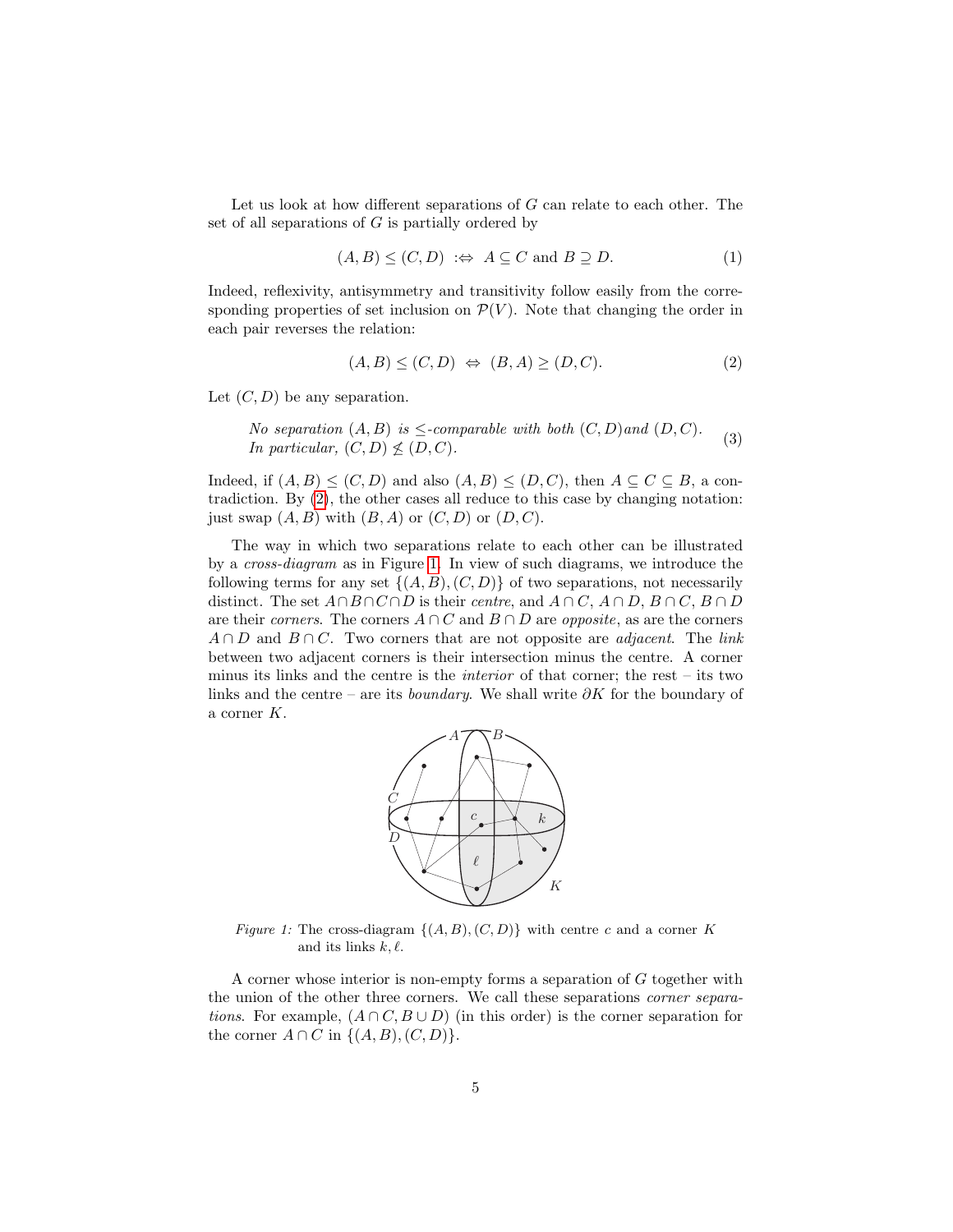Let us look at how different separations of $G$ can relate to each other. The set of all separations of $G$ is partially ordered by

$$(A, B) \le (C, D) \;:\Leftrightarrow\; A \subseteq C \text{ and } B \supseteq D. \tag{1}$$

Indeed, reflexivity, antisymmetry and transitivity follow easily from the corresponding properties of set inclusion on $\mathcal{P}(V)$. Note that changing the order in each pair reverses the relation:

$$(A, B) \le (C, D) \;\Leftrightarrow\; (B, A) \ge (D, C). \tag{2}$$

Let $(C, D)$ be any separation.

> *No separation $(A, B)$ is $\le$-comparable with both $(C, D)$ and $(D, C)$. In particular, $(C, D) \not\le (D, C)$.* (3)

Indeed, if $(A, B) \le (C, D)$ and also $(A, B) \le (D, C)$, then $A \subseteq C \subseteq B$, a contradiction. By (2), the other cases all reduce to this case by changing notation: just swap $(A, B)$ with $(B, A)$ or $(C, D)$ or $(D, C)$.

The way in which two separations relate to each other can be illustrated by a *cross-diagram* as in Figure 1. In view of such diagrams, we introduce the following terms for any set $\{(A, B), (C, D)\}$ of two separations, not necessarily distinct. The set $A \cap B \cap C \cap D$ is their *centre*, and $A \cap C$, $A \cap D$, $B \cap C$, $B \cap D$ are their *corners*. The corners $A \cap C$ and $B \cap D$ are *opposite*, as are the corners $A \cap D$ and $B \cap C$. Two corners that are not opposite are *adjacent*. The *link* between two adjacent corners is their intersection minus the centre. A corner minus its links and the centre is the *interior* of that corner; the rest – its two links and the centre – are its *boundary*. We shall write $\partial K$ for the boundary of a corner $K$.

*Figure 1:* The cross-diagram $\{(A, B), (C, D)\}$ with centre $c$ and a corner $K$ and its links $k, \ell$.

A corner whose interior is non-empty forms a separation of $G$ together with the union of the other three corners. We call these separations *corner separations*. For example, $(A \cap C, B \cup D)$ (in this order) is the corner separation for the corner $A \cap C$ in $\{(A, B), (C, D)\}$.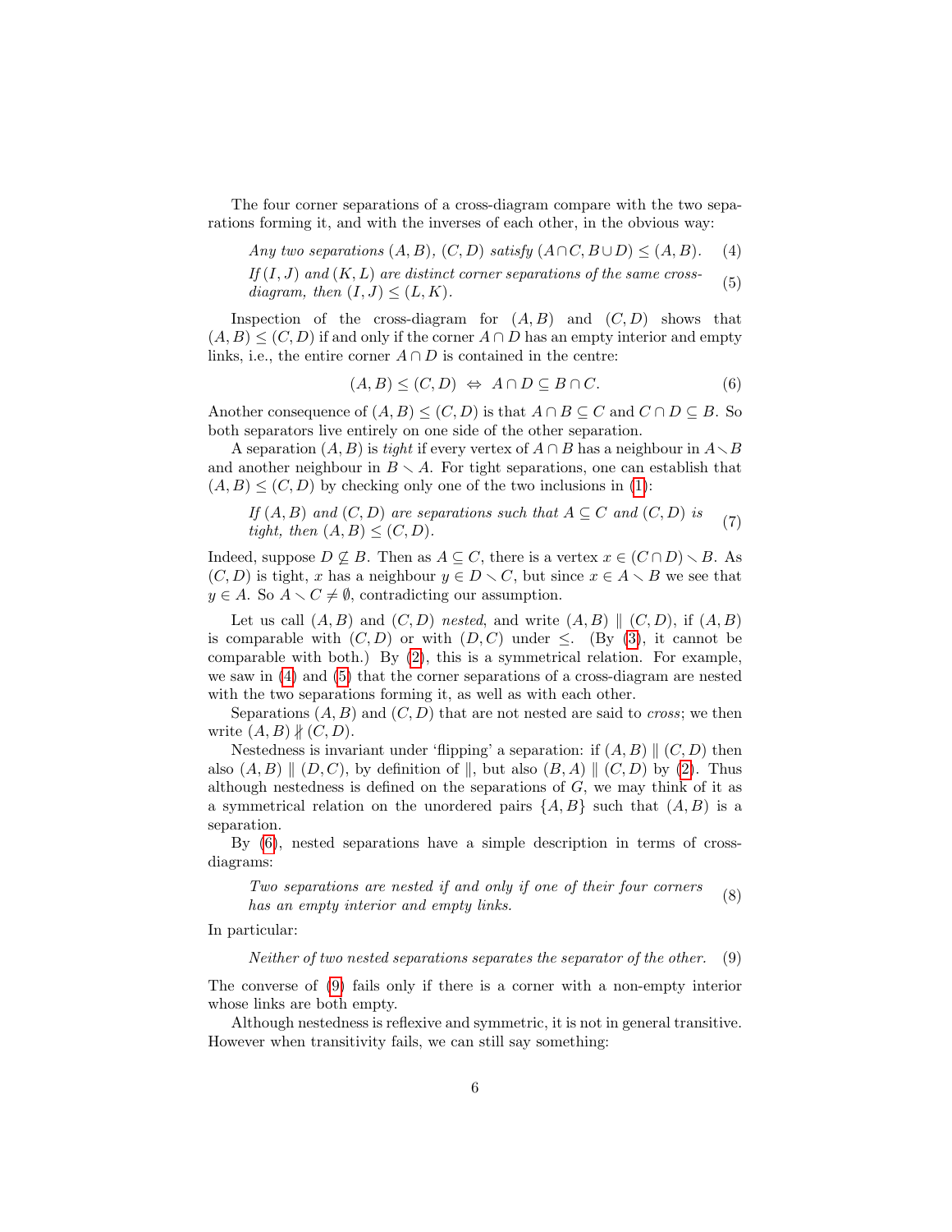The four corner separations of a cross-diagram compare with the two separations forming it, and with the inverses of each other, in the obvious way:

*Any two separations $(A,B)$, $(C,D)$ satisfy $(A\cap C, B\cup D) \le (A,B)$.* (4)

*If $(I,J)$ and $(K,L)$ are distinct corner separations of the same cross-diagram, then $(I,J) \le (L,K)$.* (5)

Inspection of the cross-diagram for $(A,B)$ and $(C,D)$ shows that $(A,B) \le (C,D)$ if and only if the corner $A\cap D$ has an empty interior and empty links, i.e., the entire corner $A\cap D$ is contained in the centre:

$$(A,B) \le (C,D) \;\Leftrightarrow\; A\cap D \subseteq B\cap C. \tag{6}$$

Another consequence of $(A,B)\le(C,D)$ is that $A\cap B\subseteq C$ and $C\cap D\subseteq B$. So both separators live entirely on one side of the other separation.

A separation $(A,B)$ is *tight* if every vertex of $A\cap B$ has a neighbour in $A\smallsetminus B$ and another neighbour in $B\smallsetminus A$. For tight separations, one can establish that $(A,B)\le(C,D)$ by checking only one of the two inclusions in (1):

*If $(A,B)$ and $(C,D)$ are separations such that $A\subseteq C$ and $(C,D)$ is tight, then $(A,B)\le(C,D)$.* (7)

Indeed, suppose $D\not\subseteq B$. Then as $A\subseteq C$, there is a vertex $x\in(C\cap D)\smallsetminus B$. As $(C,D)$ is tight, $x$ has a neighbour $y\in D\smallsetminus C$, but since $x\in A\smallsetminus B$ we see that $y\in A$. So $A\smallsetminus C\ne\emptyset$, contradicting our assumption.

Let us call $(A,B)$ and $(C,D)$ *nested*, and write $(A,B)\parallel(C,D)$, if $(A,B)$ is comparable with $(C,D)$ or with $(D,C)$ under $\le$. (By (3), it cannot be comparable with both.) By (2), this is a symmetrical relation. For example, we saw in (4) and (5) that the corner separations of a cross-diagram are nested with the two separations forming it, as well as with each other.

Separations $(A,B)$ and $(C,D)$ that are not nested are said to *cross*; we then write $(A,B)\nparallel(C,D)$.

Nestedness is invariant under 'flipping' a separation: if $(A,B)\parallel(C,D)$ then also $(A,B)\parallel(D,C)$, by definition of $\parallel$, but also $(B,A)\parallel(C,D)$ by (2). Thus although nestedness is defined on the separations of $G$, we may think of it as a symmetrical relation on the unordered pairs $\{A,B\}$ such that $(A,B)$ is a separation.

By (6), nested separations have a simple description in terms of cross-diagrams:

*Two separations are nested if and only if one of their four corners has an empty interior and empty links.* (8)

In particular:

*Neither of two nested separations separates the separator of the other.* (9)

The converse of (9) fails only if there is a corner with a non-empty interior whose links are both empty.

Although nestedness is reflexive and symmetric, it is not in general transitive. However when transitivity fails, we can still say something: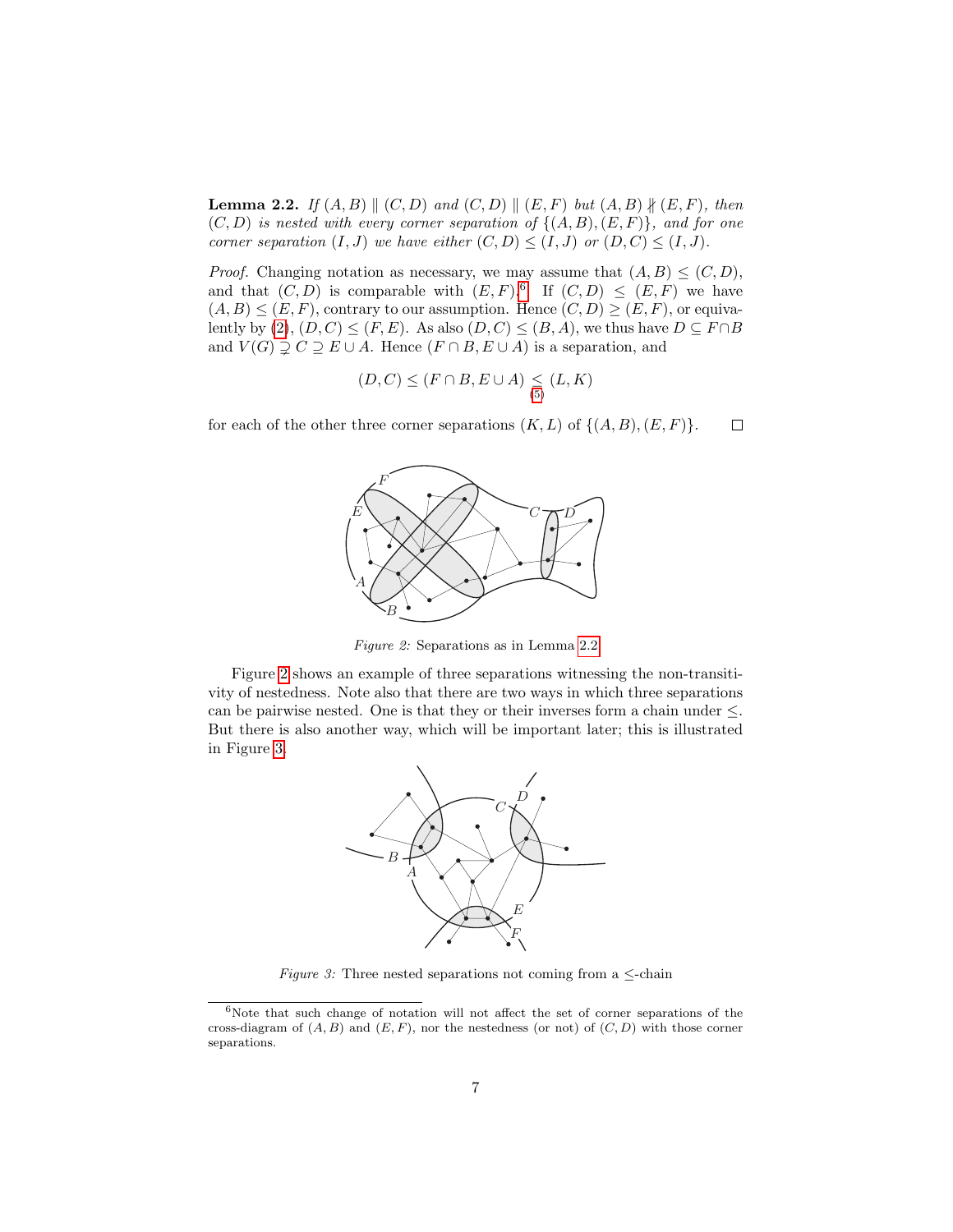**Lemma 2.2.** *If $(A, B) \parallel (C, D)$ and $(C, D) \parallel (E, F)$ but $(A, B) \nparallel (E, F)$, then $(C, D)$ is nested with every corner separation of $\{(A, B), (E, F)\}$, and for one corner separation $(I, J)$ we have either $(C, D) \leq (I, J)$ or $(D, C) \leq (I, J)$.*

*Proof.* Changing notation as necessary, we may assume that $(A, B) \leq (C, D)$, and that $(C, D)$ is comparable with $(E, F)$.[6] If $(C, D) \leq (E, F)$ we have $(A, B) \leq (E, F)$, contrary to our assumption. Hence $(C, D) \geq (E, F)$, or equivalently by (2), $(D, C) \leq (F, E)$. As also $(D, C) \leq (B, A)$, we thus have $D \subseteq F \cap B$ and $V(G) \supsetneq C \supseteq E \cup A$. Hence $(F \cap B, E \cup A)$ is a separation, and

$$(D, C) \leq (F \cap B, E \cup A) \underset{(5)}{\leq} (L, K)$$

for each of the other three corner separations $(K, L)$ of $\{(A, B), (E, F)\}$. $\square$

*Figure 2:* Separations as in Lemma 2.2

Figure 2 shows an example of three separations witnessing the non-transitivity of nestedness. Note also that there are two ways in which three separations can be pairwise nested. One is that they or their inverses form a chain under $\leq$. But there is also another way, which will be important later; this is illustrated in Figure 3.

*Figure 3:* Three nested separations not coming from a $\leq$-chain

[6] Note that such change of notation will not affect the set of corner separations of the cross-diagram of $(A, B)$ and $(E, F)$, nor the nestedness (or not) of $(C, D)$ with those corner separations.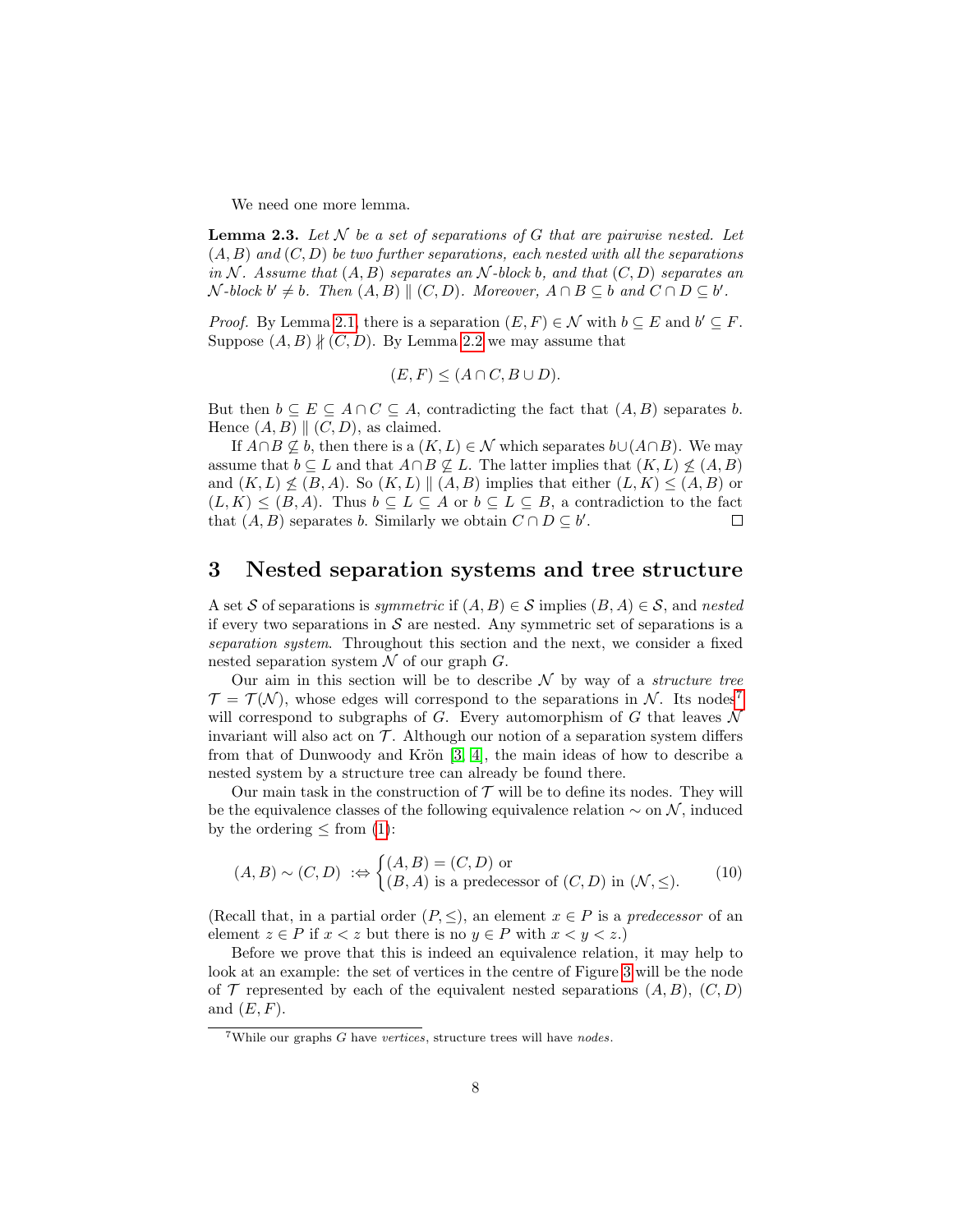We need one more lemma.

**Lemma 2.3.** *Let $\mathcal{N}$ be a set of separations of $G$ that are pairwise nested. Let $(A, B)$ and $(C, D)$ be two further separations, each nested with all the separations in $\mathcal{N}$. Assume that $(A, B)$ separates an $\mathcal{N}$-block $b$, and that $(C, D)$ separates an $\mathcal{N}$-block $b' \neq b$. Then $(A, B) \parallel (C, D)$. Moreover, $A \cap B \subseteq b$ and $C \cap D \subseteq b'$.*

*Proof.* By Lemma 2.1, there is a separation $(E, F) \in \mathcal{N}$ with $b \subseteq E$ and $b' \subseteq F$. Suppose $(A, B) \nparallel (C, D)$. By Lemma 2.2 we may assume that

$$(E, F) \leq (A \cap C, B \cup D).$$

But then $b \subseteq E \subseteq A \cap C \subseteq A$, contradicting the fact that $(A, B)$ separates $b$. Hence $(A, B) \parallel (C, D)$, as claimed.

If $A \cap B \not\subseteq b$, then there is a $(K, L) \in \mathcal{N}$ which separates $b \cup (A \cap B)$. We may assume that $b \subseteq L$ and that $A \cap B \not\subseteq L$. The latter implies that $(K, L) \not\leq (A, B)$ and $(K, L) \not\leq (B, A)$. So $(K, L) \parallel (A, B)$ implies that either $(L, K) \leq (A, B)$ or $(L, K) \leq (B, A)$. Thus $b \subseteq L \subseteq A$ or $b \subseteq L \subseteq B$, a contradiction to the fact that $(A, B)$ separates $b$. Similarly we obtain $C \cap D \subseteq b'$. $\square$

# 3 Nested separation systems and tree structure

A set $\mathcal{S}$ of separations is *symmetric* if $(A, B) \in \mathcal{S}$ implies $(B, A) \in \mathcal{S}$, and *nested* if every two separations in $\mathcal{S}$ are nested. Any symmetric set of separations is a *separation system*. Throughout this section and the next, we consider a fixed nested separation system $\mathcal{N}$ of our graph $G$.

Our aim in this section will be to describe $\mathcal{N}$ by way of a *structure tree* $\mathcal{T} = \mathcal{T}(\mathcal{N})$, whose edges will correspond to the separations in $\mathcal{N}$. Its nodes[7] will correspond to subgraphs of $G$. Every automorphism of $G$ that leaves $\mathcal{N}$ invariant will also act on $\mathcal{T}$. Although our notion of a separation system differs from that of Dunwoody and Krön [3, 4], the main ideas of how to describe a nested system by a structure tree can already be found there.

Our main task in the construction of $\mathcal{T}$ will be to define its nodes. They will be the equivalence classes of the following equivalence relation $\sim$ on $\mathcal{N}$, induced by the ordering $\leq$ from (1):

$$(A, B) \sim (C, D) \;:\Leftrightarrow \begin{cases} (A, B) = (C, D) \text{ or} \\ (B, A) \text{ is a predecessor of } (C, D) \text{ in } (\mathcal{N}, \leq). \end{cases} \tag{10}$$

(Recall that, in a partial order $(P, \leq)$, an element $x \in P$ is a *predecessor* of an element $z \in P$ if $x < z$ but there is no $y \in P$ with $x < y < z$.)

Before we prove that this is indeed an equivalence relation, it may help to look at an example: the set of vertices in the centre of Figure 3 will be the node of $\mathcal{T}$ represented by each of the equivalent nested separations $(A, B)$, $(C, D)$ and $(E, F)$.

[7] While our graphs $G$ have *vertices*, structure trees will have *nodes*.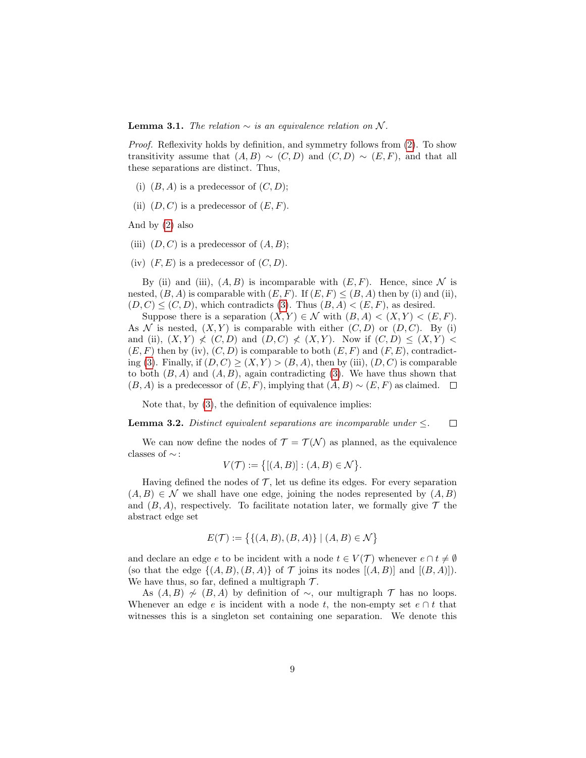**Lemma 3.1.** *The relation $\sim$ is an equivalence relation on $\mathcal{N}$.*

*Proof.* Reflexivity holds by definition, and symmetry follows from (2). To show transitivity assume that $(A,B) \sim (C,D)$ and $(C,D) \sim (E,F)$, and that all these separations are distinct. Thus,

(i) $(B,A)$ is a predecessor of $(C,D)$;

(ii) $(D,C)$ is a predecessor of $(E,F)$.

And by (2) also

(iii) $(D,C)$ is a predecessor of $(A,B)$;

(iv) $(F,E)$ is a predecessor of $(C,D)$.

By (ii) and (iii), $(A,B)$ is incomparable with $(E,F)$. Hence, since $\mathcal{N}$ is nested, $(B,A)$ is comparable with $(E,F)$. If $(E,F) \le (B,A)$ then by (i) and (ii), $(D,C) \le (C,D)$, which contradicts (3). Thus $(B,A) < (E,F)$, as desired.

Suppose there is a separation $(X,Y) \in \mathcal{N}$ with $(B,A) < (X,Y) < (E,F)$. As $\mathcal{N}$ is nested, $(X,Y)$ is comparable with either $(C,D)$ or $(D,C)$. By (i) and (ii), $(X,Y) \not< (C,D)$ and $(D,C) \not< (X,Y)$. Now if $(C,D) \le (X,Y) < (E,F)$ then by (iv), $(C,D)$ is comparable to both $(E,F)$ and $(F,E)$, contradicting (3). Finally, if $(D,C) \ge (X,Y) > (B,A)$, then by (iii), $(D,C)$ is comparable to both $(B,A)$ and $(A,B)$, again contradicting (3). We have thus shown that $(B,A)$ is a predecessor of $(E,F)$, implying that $(A,B) \sim (E,F)$ as claimed. $\square$

Note that, by (3), the definition of equivalence implies:

**Lemma 3.2.** *Distinct equivalent separations are incomparable under $\le$.* $\square$

We can now define the nodes of $\mathcal{T} = \mathcal{T}(\mathcal{N})$ as planned, as the equivalence classes of $\sim$:

$$V(\mathcal{T}) := \big\{[(A,B)] : (A,B) \in \mathcal{N}\big\}.$$

Having defined the nodes of $\mathcal{T}$, let us define its edges. For every separation $(A,B) \in \mathcal{N}$ we shall have one edge, joining the nodes represented by $(A,B)$ and $(B,A)$, respectively. To facilitate notation later, we formally give $\mathcal{T}$ the abstract edge set

$$E(\mathcal{T}) := \big\{\{(A,B),(B,A)\} \mid (A,B) \in \mathcal{N}\big\}$$

and declare an edge $e$ to be incident with a node $t \in V(\mathcal{T})$ whenever $e \cap t \neq \emptyset$ (so that the edge $\{(A,B),(B,A)\}$ of $\mathcal{T}$ joins its nodes $[(A,B)]$ and $[(B,A)]$). We have thus, so far, defined a multigraph $\mathcal{T}$.

As $(A,B) \not\sim (B,A)$ by definition of $\sim$, our multigraph $\mathcal{T}$ has no loops. Whenever an edge $e$ is incident with a node $t$, the non-empty set $e \cap t$ that witnesses this is a singleton set containing one separation. We denote this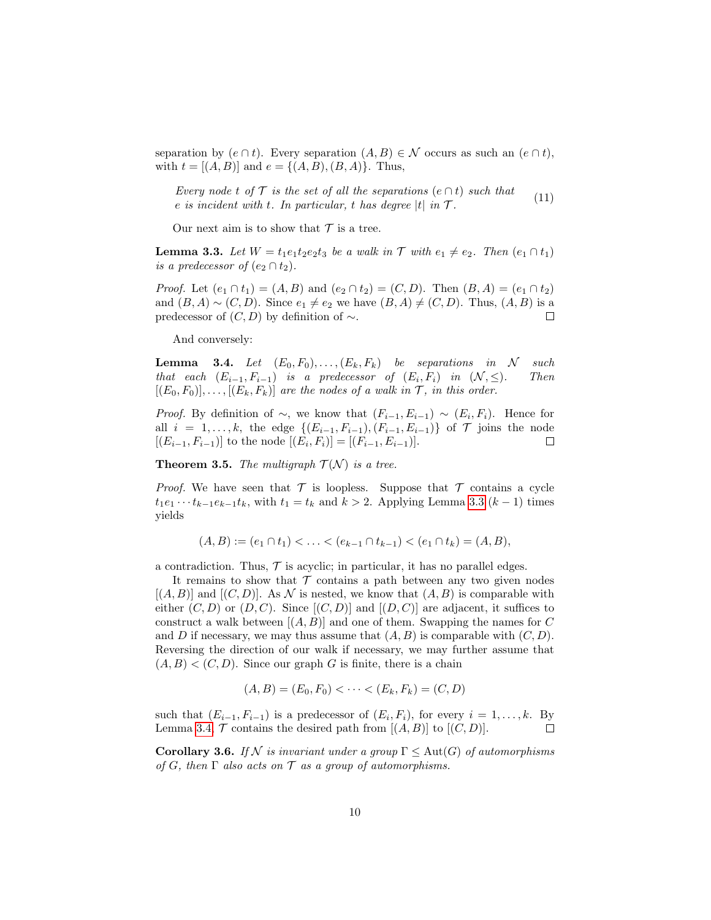separation by $(e \cap t)$. Every separation $(A, B) \in \mathcal{N}$ occurs as such an $(e \cap t)$, with $t = [(A, B)]$ and $e = \{(A, B), (B, A)\}$. Thus,

*Every node $t$ of $\mathcal{T}$ is the set of all the separations $(e \cap t)$ such that $e$ is incident with $t$. In particular, $t$ has degree $|t|$ in $\mathcal{T}$.* (11)

Our next aim is to show that $\mathcal{T}$ is a tree.

**Lemma 3.3.** *Let $W = t_1 e_1 t_2 e_2 t_3$ be a walk in $\mathcal{T}$ with $e_1 \neq e_2$. Then $(e_1 \cap t_1)$ is a predecessor of $(e_2 \cap t_2)$.*

*Proof.* Let $(e_1 \cap t_1) = (A, B)$ and $(e_2 \cap t_2) = (C, D)$. Then $(B, A) = (e_1 \cap t_2)$ and $(B, A) \sim (C, D)$. Since $e_1 \neq e_2$ we have $(B, A) \neq (C, D)$. Thus, $(A, B)$ is a predecessor of $(C, D)$ by definition of $\sim$. □

And conversely:

**Lemma 3.4.** *Let $(E_0, F_0), \ldots, (E_k, F_k)$ be separations in $\mathcal{N}$ such that each $(E_{i-1}, F_{i-1})$ is a predecessor of $(E_i, F_i)$ in $(\mathcal{N}, \leq)$. Then $[(E_0, F_0)], \ldots, [(E_k, F_k)]$ are the nodes of a walk in $\mathcal{T}$, in this order.*

*Proof.* By definition of $\sim$, we know that $(F_{i-1}, E_{i-1}) \sim (E_i, F_i)$. Hence for all $i = 1, \ldots, k$, the edge $\{(E_{i-1}, F_{i-1}), (F_{i-1}, E_{i-1})\}$ of $\mathcal{T}$ joins the node $[(E_{i-1}, F_{i-1})]$ to the node $[(E_i, F_i)] = [(F_{i-1}, E_{i-1})]$. □

**Theorem 3.5.** *The multigraph $\mathcal{T}(\mathcal{N})$ is a tree.*

*Proof.* We have seen that $\mathcal{T}$ is loopless. Suppose that $\mathcal{T}$ contains a cycle $t_1 e_1 \cdots t_{k-1} e_{k-1} t_k$, with $t_1 = t_k$ and $k > 2$. Applying Lemma 3.3 $(k-1)$ times yields

$$(A, B) := (e_1 \cap t_1) < \ldots < (e_{k-1} \cap t_{k-1}) < (e_1 \cap t_k) = (A, B),$$

a contradiction. Thus, $\mathcal{T}$ is acyclic; in particular, it has no parallel edges.

It remains to show that $\mathcal{T}$ contains a path between any two given nodes $[(A, B)]$ and $[(C, D)]$. As $\mathcal{N}$ is nested, we know that $(A, B)$ is comparable with either $(C, D)$ or $(D, C)$. Since $[(C, D)]$ and $[(D, C)]$ are adjacent, it suffices to construct a walk between $[(A, B)]$ and one of them. Swapping the names for $C$ and $D$ if necessary, we may thus assume that $(A, B)$ is comparable with $(C, D)$. Reversing the direction of our walk if necessary, we may further assume that $(A, B) < (C, D)$. Since our graph $G$ is finite, there is a chain

$$(A, B) = (E_0, F_0) < \cdots < (E_k, F_k) = (C, D)$$

such that $(E_{i-1}, F_{i-1})$ is a predecessor of $(E_i, F_i)$, for every $i = 1, \ldots, k$. By Lemma 3.4, $\mathcal{T}$ contains the desired path from $[(A, B)]$ to $[(C, D)]$. □

**Corollary 3.6.** *If $\mathcal{N}$ is invariant under a group $\Gamma \leq \mathrm{Aut}(G)$ of automorphisms of $G$, then $\Gamma$ also acts on $\mathcal{T}$ as a group of automorphisms.*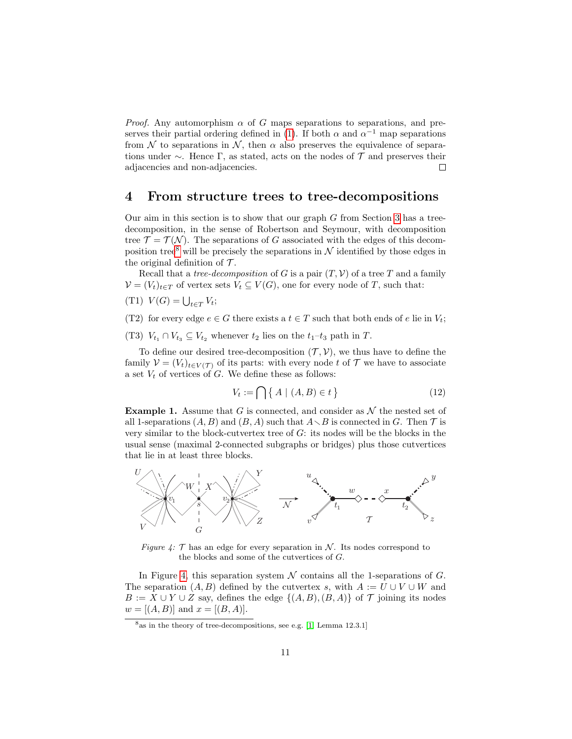*Proof.* Any automorphism $\alpha$ of $G$ maps separations to separations, and preserves their partial ordering defined in (1). If both $\alpha$ and $\alpha^{-1}$ map separations from $\mathcal{N}$ to separations in $\mathcal{N}$, then $\alpha$ also preserves the equivalence of separations under $\sim$. Hence $\Gamma$, as stated, acts on the nodes of $\mathcal{T}$ and preserves their adjacencies and non-adjacencies. $\square$

## 4 From structure trees to tree-decompositions

Our aim in this section is to show that our graph $G$ from Section 3 has a tree-decomposition, in the sense of Robertson and Seymour, with decomposition tree $\mathcal{T} = \mathcal{T}(\mathcal{N})$. The separations of $G$ associated with the edges of this decomposition tree[8] will be precisely the separations in $\mathcal{N}$ identified by those edges in the original definition of $\mathcal{T}$.

Recall that a *tree-decomposition* of $G$ is a pair $(T, \mathcal{V})$ of a tree $T$ and a family $\mathcal{V} = (V_t)_{t \in T}$ of vertex sets $V_t \subseteq V(G)$, one for every node of $T$, such that:

(T1) $V(G) = \bigcup_{t \in T} V_t$;

(T2) for every edge $e \in G$ there exists a $t \in T$ such that both ends of $e$ lie in $V_t$;

(T3) $V_{t_1} \cap V_{t_3} \subseteq V_{t_2}$ whenever $t_2$ lies on the $t_1$–$t_3$ path in $T$.

To define our desired tree-decomposition $(\mathcal{T}, \mathcal{V})$, we thus have to define the family $\mathcal{V} = (V_t)_{t \in V(\mathcal{T})}$ of its parts: with every node $t$ of $\mathcal{T}$ we have to associate a set $V_t$ of vertices of $G$. We define these as follows:

$$V_t := \bigcap \{ A \mid (A, B) \in t \} \tag{12}$$

**Example 1.** Assume that $G$ is connected, and consider as $\mathcal{N}$ the nested set of all 1-separations $(A, B)$ and $(B, A)$ such that $A \smallsetminus B$ is connected in $G$. Then $\mathcal{T}$ is very similar to the block-cutvertex tree of $G$: its nodes will be the blocks in the usual sense (maximal 2-connected subgraphs or bridges) plus those cutvertices that lie in at least three blocks.

*Figure 4:* $\mathcal{T}$ has an edge for every separation in $\mathcal{N}$. Its nodes correspond to the blocks and some of the cutvertices of $G$.

In Figure 4, this separation system $\mathcal{N}$ contains all the 1-separations of $G$. The separation $(A, B)$ defined by the cutvertex $s$, with $A := U \cup V \cup W$ and $B := X \cup Y \cup Z$ say, defines the edge $\{(A, B), (B, A)\}$ of $\mathcal{T}$ joining its nodes $w = [(A, B)]$ and $x = [(B, A)]$.

[8] as in the theory of tree-decompositions, see e.g. [1, Lemma 12.3.1]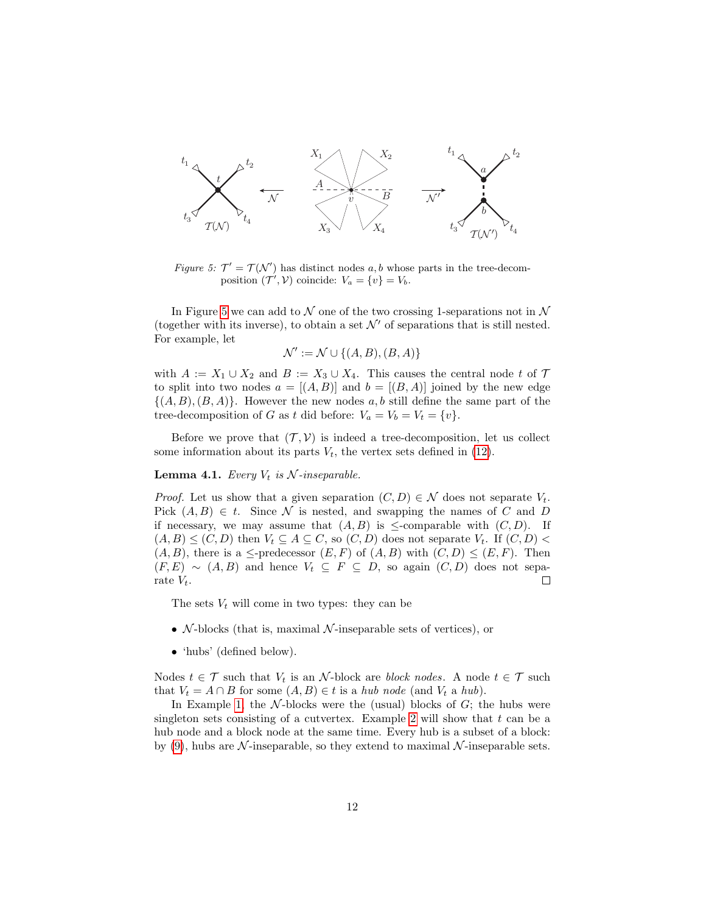*Figure 5:* $\mathcal{T}' = \mathcal{T}(\mathcal{N}')$ has distinct nodes $a, b$ whose parts in the tree-decomposition $(\mathcal{T}', \mathcal{V})$ coincide: $V_a = \{v\} = V_b$.

In Figure 5 we can add to $\mathcal{N}$ one of the two crossing 1-separations not in $\mathcal{N}$ (together with its inverse), to obtain a set $\mathcal{N}'$ of separations that is still nested. For example, let

$$\mathcal{N}' := \mathcal{N} \cup \{(A, B), (B, A)\}$$

with $A := X_1 \cup X_2$ and $B := X_3 \cup X_4$. This causes the central node $t$ of $\mathcal{T}$ to split into two nodes $a = [(A, B)]$ and $b = [(B, A)]$ joined by the new edge $\{(A, B), (B, A)\}$. However the new nodes $a, b$ still define the same part of the tree-decomposition of $G$ as $t$ did before: $V_a = V_b = V_t = \{v\}$.

Before we prove that $(\mathcal{T}, \mathcal{V})$ is indeed a tree-decomposition, let us collect some information about its parts $V_t$, the vertex sets defined in (12).

**Lemma 4.1.** *Every $V_t$ is $\mathcal{N}$-inseparable.*

*Proof.* Let us show that a given separation $(C, D) \in \mathcal{N}$ does not separate $V_t$. Pick $(A, B) \in t$. Since $\mathcal{N}$ is nested, and swapping the names of $C$ and $D$ if necessary, we may assume that $(A, B)$ is $\leq$-comparable with $(C, D)$. If $(A, B) \leq (C, D)$ then $V_t \subseteq A \subseteq C$, so $(C, D)$ does not separate $V_t$. If $(C, D) < (A, B)$, there is a $\leq$-predecessor $(E, F)$ of $(A, B)$ with $(C, D) \leq (E, F)$. Then $(F, E) \sim (A, B)$ and hence $V_t \subseteq F \subseteq D$, so again $(C, D)$ does not separate $V_t$. $\square$

The sets $V_t$ will come in two types: they can be

- $\mathcal{N}$-blocks (that is, maximal $\mathcal{N}$-inseparable sets of vertices), or
- 'hubs' (defined below).

Nodes $t \in \mathcal{T}$ such that $V_t$ is an $\mathcal{N}$-block are *block nodes*. A node $t \in \mathcal{T}$ such that $V_t = A \cap B$ for some $(A, B) \in t$ is a *hub node* (and $V_t$ a *hub*).

In Example 1, the $\mathcal{N}$-blocks were the (usual) blocks of $G$; the hubs were singleton sets consisting of a cutvertex. Example 2 will show that $t$ can be a hub node and a block node at the same time. Every hub is a subset of a block: by (9), hubs are $\mathcal{N}$-inseparable, so they extend to maximal $\mathcal{N}$-inseparable sets.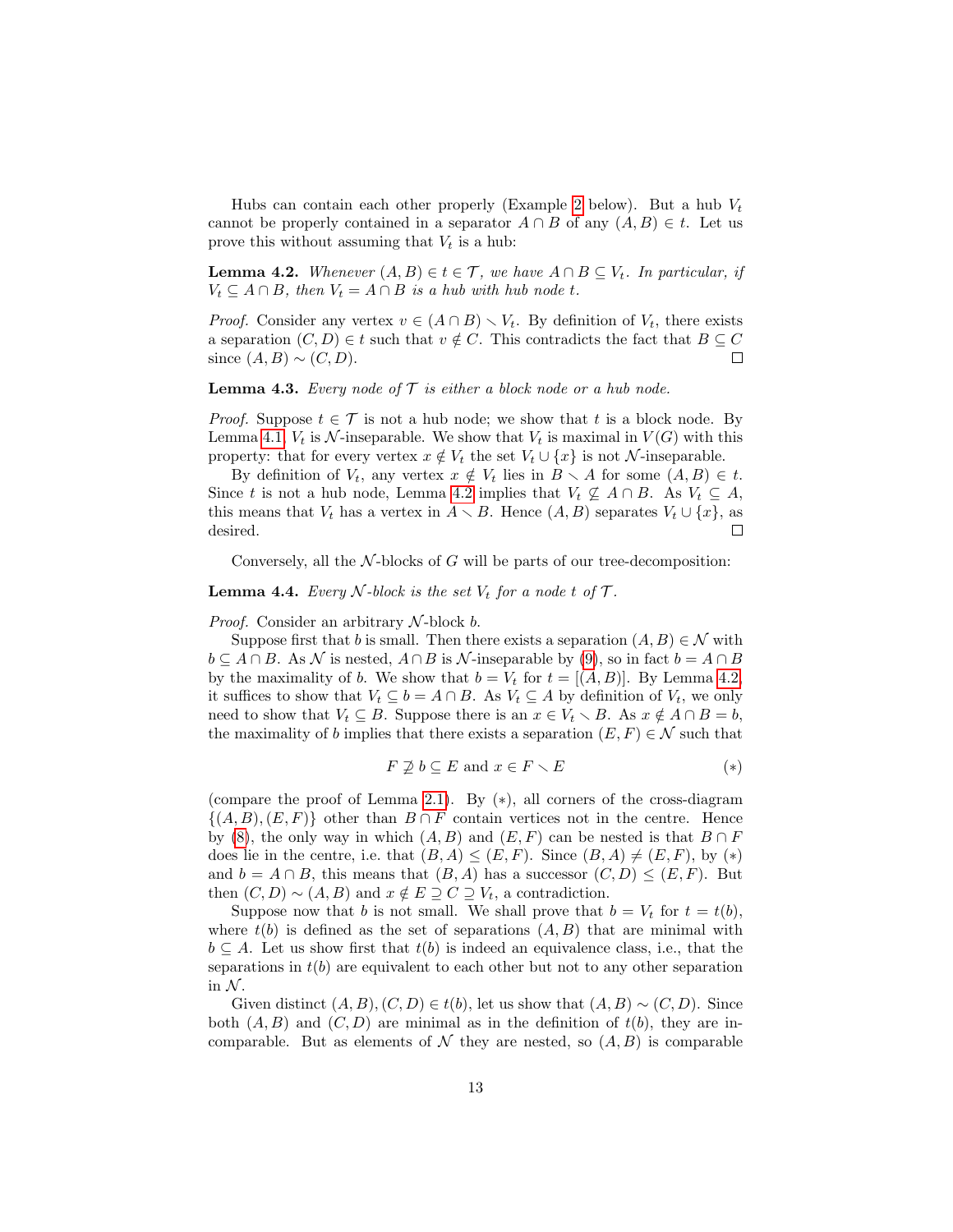Hubs can contain each other properly (Example 2 below). But a hub $V_t$ cannot be properly contained in a separator $A \cap B$ of any $(A,B) \in t$. Let us prove this without assuming that $V_t$ is a hub:

**Lemma 4.2.** *Whenever $(A,B) \in t \in \mathcal{T}$, we have $A \cap B \subseteq V_t$. In particular, if $V_t \subseteq A \cap B$, then $V_t = A \cap B$ is a hub with hub node $t$.*

*Proof.* Consider any vertex $v \in (A \cap B) \smallsetminus V_t$. By definition of $V_t$, there exists a separation $(C,D) \in t$ such that $v \notin C$. This contradicts the fact that $B \subseteq C$ since $(A,B) \sim (C,D)$. $\square$

**Lemma 4.3.** *Every node of $\mathcal{T}$ is either a block node or a hub node.*

*Proof.* Suppose $t \in \mathcal{T}$ is not a hub node; we show that $t$ is a block node. By Lemma 4.1, $V_t$ is $\mathcal{N}$-inseparable. We show that $V_t$ is maximal in $V(G)$ with this property: that for every vertex $x \notin V_t$ the set $V_t \cup \{x\}$ is not $\mathcal{N}$-inseparable.

By definition of $V_t$, any vertex $x \notin V_t$ lies in $B \smallsetminus A$ for some $(A,B) \in t$. Since $t$ is not a hub node, Lemma 4.2 implies that $V_t \not\subseteq A \cap B$. As $V_t \subseteq A$, this means that $V_t$ has a vertex in $A \smallsetminus B$. Hence $(A,B)$ separates $V_t \cup \{x\}$, as desired. $\square$

Conversely, all the $\mathcal{N}$-blocks of $G$ will be parts of our tree-decomposition:

**Lemma 4.4.** *Every $\mathcal{N}$-block is the set $V_t$ for a node $t$ of $\mathcal{T}$.*

*Proof.* Consider an arbitrary $\mathcal{N}$-block $b$.

Suppose first that $b$ is small. Then there exists a separation $(A,B) \in \mathcal{N}$ with $b \subseteq A \cap B$. As $\mathcal{N}$ is nested, $A \cap B$ is $\mathcal{N}$-inseparable by (9), so in fact $b = A \cap B$ by the maximality of $b$. We show that $b = V_t$ for $t = [(A,B)]$. By Lemma 4.2, it suffices to show that $V_t \subseteq b = A \cap B$. As $V_t \subseteq A$ by definition of $V_t$, we only need to show that $V_t \subseteq B$. Suppose there is an $x \in V_t \smallsetminus B$. As $x \notin A \cap B = b$, the maximality of $b$ implies that there exists a separation $(E,F) \in \mathcal{N}$ such that

$$F \not\supseteq b \subseteq E \text{ and } x \in F \smallsetminus E \qquad (*)$$

(compare the proof of Lemma 2.1). By $(*)$, all corners of the cross-diagram $\{(A,B),(E,F)\}$ other than $B \cap F$ contain vertices not in the centre. Hence by (8), the only way in which $(A,B)$ and $(E,F)$ can be nested is that $B \cap F$ does lie in the centre, i.e. that $(B,A) \leq (E,F)$. Since $(B,A) \neq (E,F)$, by $(*)$ and $b = A \cap B$, this means that $(B,A)$ has a successor $(C,D) \leq (E,F)$. But then $(C,D) \sim (A,B)$ and $x \notin E \supseteq C \supseteq V_t$, a contradiction.

Suppose now that $b$ is not small. We shall prove that $b = V_t$ for $t = t(b)$, where $t(b)$ is defined as the set of separations $(A,B)$ that are minimal with $b \subseteq A$. Let us show first that $t(b)$ is indeed an equivalence class, i.e., that the separations in $t(b)$ are equivalent to each other but not to any other separation in $\mathcal{N}$.

Given distinct $(A,B),(C,D) \in t(b)$, let us show that $(A,B) \sim (C,D)$. Since both $(A,B)$ and $(C,D)$ are minimal as in the definition of $t(b)$, they are incomparable. But as elements of $\mathcal{N}$ they are nested, so $(A,B)$ is comparable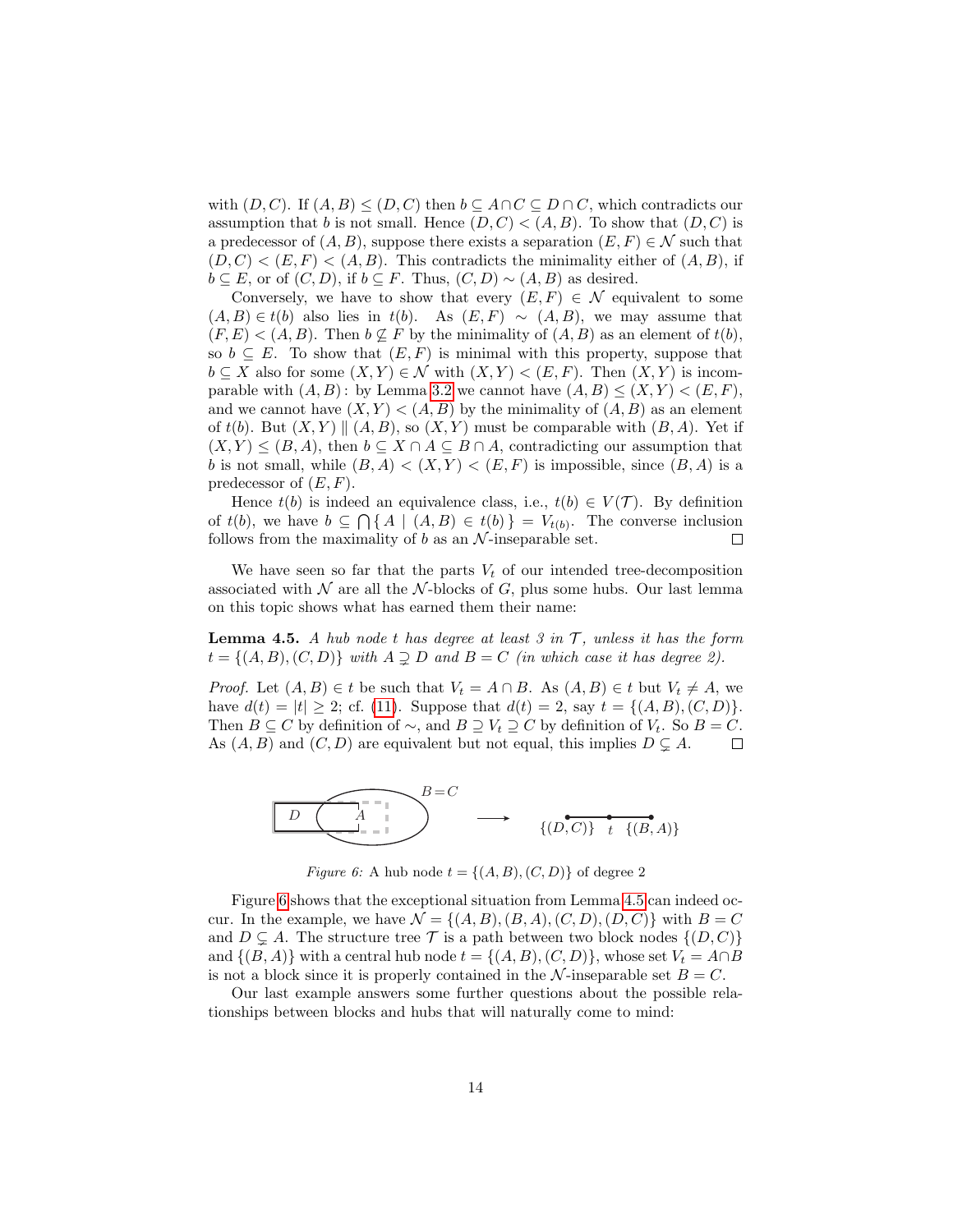with $(D,C)$. If $(A,B) \le (D,C)$ then $b \subseteq A \cap C \subseteq D \cap C$, which contradicts our assumption that $b$ is not small. Hence $(D,C) < (A,B)$. To show that $(D,C)$ is a predecessor of $(A,B)$, suppose there exists a separation $(E,F) \in \mathcal{N}$ such that $(D,C) < (E,F) < (A,B)$. This contradicts the minimality either of $(A,B)$, if $b \subseteq E$, or of $(C,D)$, if $b \subseteq F$. Thus, $(C,D) \sim (A,B)$ as desired.

Conversely, we have to show that every $(E,F) \in \mathcal{N}$ equivalent to some $(A,B) \in t(b)$ also lies in $t(b)$. As $(E,F) \sim (A,B)$, we may assume that $(F,E) < (A,B)$. Then $b \not\subseteq F$ by the minimality of $(A,B)$ as an element of $t(b)$, so $b \subseteq E$. To show that $(E,F)$ is minimal with this property, suppose that $b \subseteq X$ also for some $(X,Y) \in \mathcal{N}$ with $(X,Y) < (E,F)$. Then $(X,Y)$ is incomparable with $(A,B)$: by Lemma 3.2 we cannot have $(A,B) \le (X,Y) < (E,F)$, and we cannot have $(X,Y) < (A,B)$ by the minimality of $(A,B)$ as an element of $t(b)$. But $(X,Y) \parallel (A,B)$, so $(X,Y)$ must be comparable with $(B,A)$. Yet if $(X,Y) \le (B,A)$, then $b \subseteq X \cap A \subseteq B \cap A$, contradicting our assumption that $b$ is not small, while $(B,A) < (X,Y) < (E,F)$ is impossible, since $(B,A)$ is a predecessor of $(E,F)$.

Hence $t(b)$ is indeed an equivalence class, i.e., $t(b) \in V(\mathcal{T})$. By definition of $t(b)$, we have $b \subseteq \bigcap \{\, A \mid (A,B) \in t(b) \,\} = V_{t(b)}$. The converse inclusion follows from the maximality of $b$ as an $\mathcal{N}$-inseparable set. $\square$

We have seen so far that the parts $V_t$ of our intended tree-decomposition associated with $\mathcal{N}$ are all the $\mathcal{N}$-blocks of $G$, plus some hubs. Our last lemma on this topic shows what has earned them their name:

**Lemma 4.5.** *A hub node $t$ has degree at least 3 in $\mathcal{T}$, unless it has the form $t = \{(A,B),(C,D)\}$ with $A \supsetneq D$ and $B = C$ (in which case it has degree 2).*

*Proof.* Let $(A,B) \in t$ be such that $V_t = A \cap B$. As $(A,B) \in t$ but $V_t \neq A$, we have $d(t) = |t| \ge 2$; cf. (11). Suppose that $d(t) = 2$, say $t = \{(A,B),(C,D)\}$. Then $B \subseteq C$ by definition of $\sim$, and $B \supseteq V_t \supseteq C$ by definition of $V_t$. So $B = C$. As $(A,B)$ and $(C,D)$ are equivalent but not equal, this implies $D \subsetneq A$. $\square$

*Figure 6:* A hub node $t = \{(A,B),(C,D)\}$ of degree 2

Figure 6 shows that the exceptional situation from Lemma 4.5 can indeed occur. In the example, we have $\mathcal{N} = \{(A,B),(B,A),(C,D),(D,C)\}$ with $B = C$ and $D \subsetneq A$. The structure tree $\mathcal{T}$ is a path between two block nodes $\{(D,C)\}$ and $\{(B,A)\}$ with a central hub node $t = \{(A,B),(C,D)\}$, whose set $V_t = A \cap B$ is not a block since it is properly contained in the $\mathcal{N}$-inseparable set $B = C$.

Our last example answers some further questions about the possible relationships between blocks and hubs that will naturally come to mind: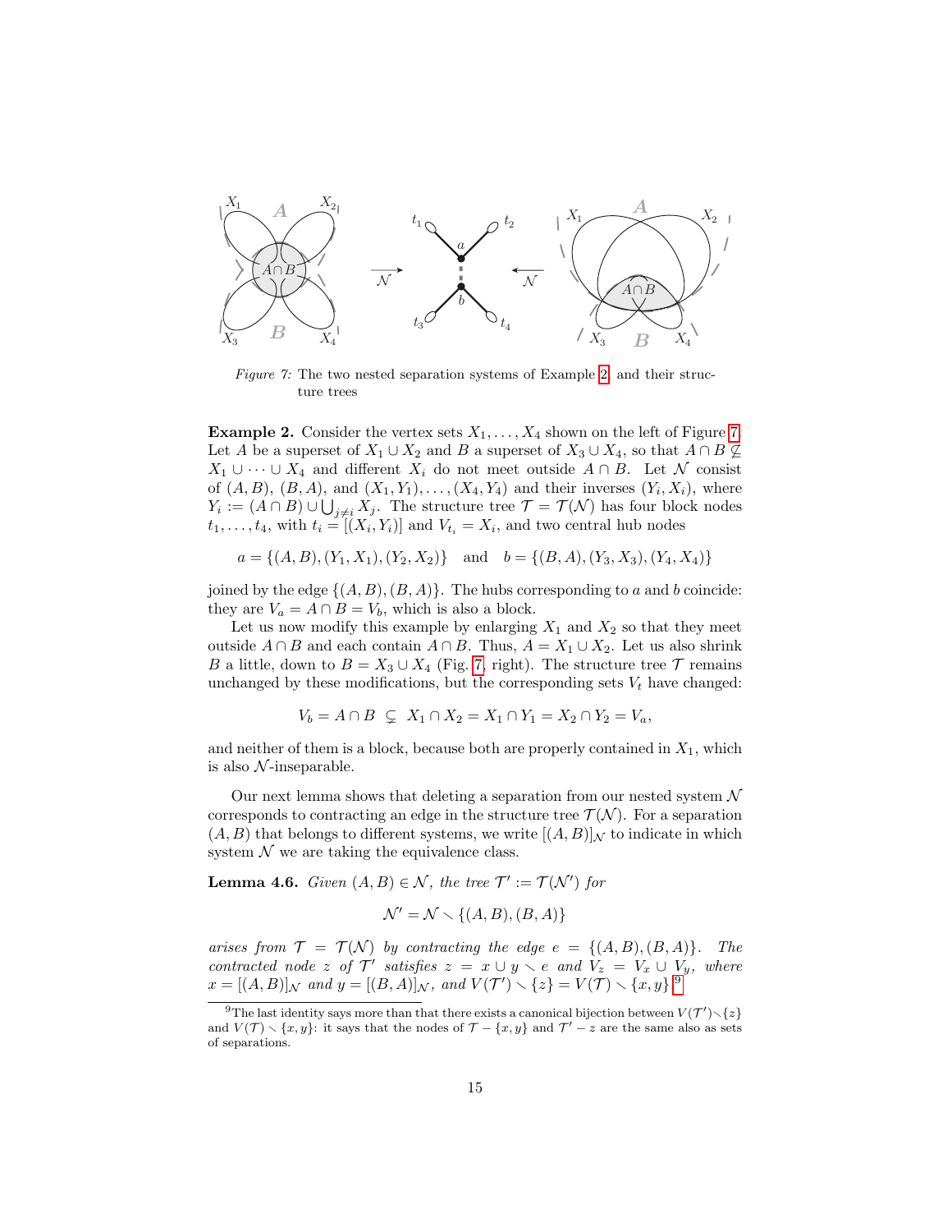*Figure 7:* The two nested separation systems of Example 2 and their structure trees

**Example 2.** Consider the vertex sets $X_1, \dots, X_4$ shown on the left of Figure 7. Let $A$ be a superset of $X_1 \cup X_2$ and $B$ a superset of $X_3 \cup X_4$, so that $A \cap B \not\subseteq X_1 \cup \dots \cup X_4$ and different $X_i$ do not meet outside $A \cap B$. Let $\mathcal{N}$ consist of $(A, B)$, $(B, A)$, and $(X_1, Y_1), \dots, (X_4, Y_4)$ and their inverses $(Y_i, X_i)$, where $Y_i := (A \cap B) \cup \bigcup_{j \neq i} X_j$. The structure tree $\mathcal{T} = \mathcal{T}(\mathcal{N})$ has four block nodes $t_1, \dots, t_4$, with $t_i = [(X_i, Y_i)]$ and $V_{t_i} = X_i$, and two central hub nodes

$$a = \{(A, B), (Y_1, X_1), (Y_2, X_2)\} \quad \text{and} \quad b = \{(B, A), (Y_3, X_3), (Y_4, X_4)\}$$

joined by the edge $\{(A, B), (B, A)\}$. The hubs corresponding to $a$ and $b$ coincide: they are $V_a = A \cap B = V_b$, which is also a block.

Let us now modify this example by enlarging $X_1$ and $X_2$ so that they meet outside $A \cap B$ and each contain $A \cap B$. Thus, $A = X_1 \cup X_2$. Let us also shrink $B$ a little, down to $B = X_3 \cup X_4$ (Fig. 7, right). The structure tree $\mathcal{T}$ remains unchanged by these modifications, but the corresponding sets $V_t$ have changed:

$$V_b = A \cap B \subsetneq X_1 \cap X_2 = X_1 \cap Y_1 = X_2 \cap Y_2 = V_a,$$

and neither of them is a block, because both are properly contained in $X_1$, which is also $\mathcal{N}$-inseparable.

Our next lemma shows that deleting a separation from our nested system $\mathcal{N}$ corresponds to contracting an edge in the structure tree $\mathcal{T}(\mathcal{N})$. For a separation $(A, B)$ that belongs to different systems, we write $[(A, B)]_{\mathcal{N}}$ to indicate in which system $\mathcal{N}$ we are taking the equivalence class.

**Lemma 4.6.** *Given $(A, B) \in \mathcal{N}$, the tree $\mathcal{T}' := \mathcal{T}(\mathcal{N}')$ for*

$$\mathcal{N}' = \mathcal{N} \setminus \{(A, B), (B, A)\}$$

*arises from $\mathcal{T} = \mathcal{T}(\mathcal{N})$ by contracting the edge $e = \{(A, B), (B, A)\}$. The contracted node $z$ of $\mathcal{T}'$ satisfies $z = x \cup y \setminus e$ and $V_z = V_x \cup V_y$, where $x = [(A, B)]_{\mathcal{N}}$ and $y = [(B, A)]_{\mathcal{N}}$, and $V(\mathcal{T}') \setminus \{z\} = V(\mathcal{T}) \setminus \{x, y\}$.*[9]

[9] The last identity says more than that there exists a canonical bijection between $V(\mathcal{T}') \setminus \{z\}$ and $V(\mathcal{T}) \setminus \{x, y\}$: it says that the nodes of $\mathcal{T} - \{x, y\}$ and $\mathcal{T}' - z$ are the same also as sets of separations.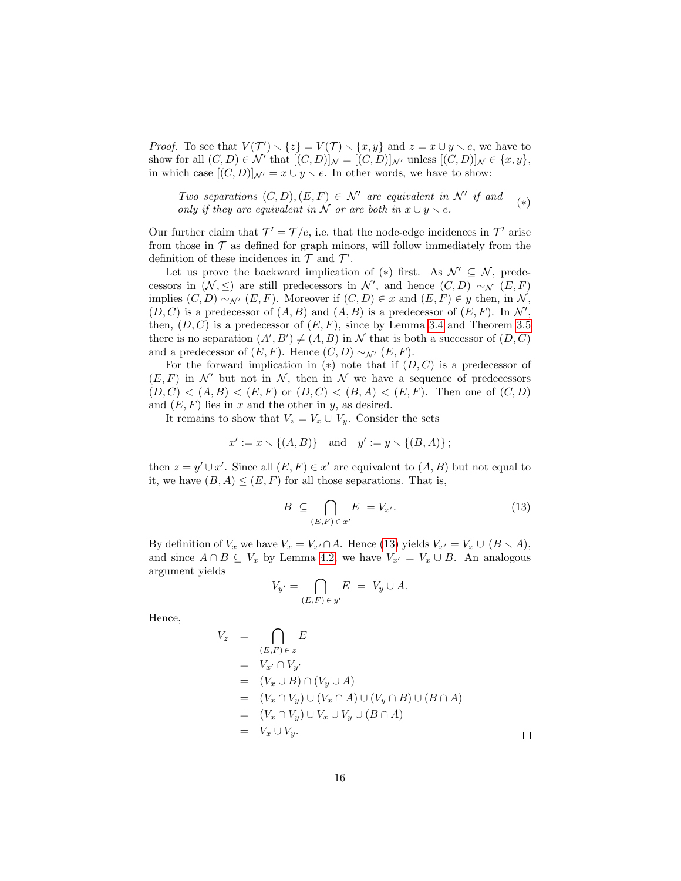*Proof.* To see that $V(\mathcal{T}') \setminus \{z\} = V(\mathcal{T}) \setminus \{x, y\}$ and $z = x \cup y \setminus e$, we have to show for all $(C, D) \in \mathcal{N}'$ that $[(C, D)]_{\mathcal{N}} = [(C, D)]_{\mathcal{N}'}$ unless $[(C, D)]_{\mathcal{N}} \in \{x, y\}$, in which case $[(C, D)]_{\mathcal{N}'} = x \cup y \setminus e$. In other words, we have to show:

> *Two separations $(C, D), (E, F) \in \mathcal{N}'$ are equivalent in $\mathcal{N}'$ if and only if they are equivalent in $\mathcal{N}$ or are both in $x \cup y \setminus e$.* $\quad (*)$

Our further claim that $\mathcal{T}' = \mathcal{T}/e$, i.e. that the node-edge incidences in $\mathcal{T}'$ arise from those in $\mathcal{T}$ as defined for graph minors, will follow immediately from the definition of these incidences in $\mathcal{T}$ and $\mathcal{T}'$.

Let us prove the backward implication of $(*)$ first. As $\mathcal{N}' \subseteq \mathcal{N}$, predecessors in $(\mathcal{N}, \leq)$ are still predecessors in $\mathcal{N}'$, and hence $(C, D) \sim_{\mathcal{N}} (E, F)$ implies $(C, D) \sim_{\mathcal{N}'} (E, F)$. Moreover if $(C, D) \in x$ and $(E, F) \in y$ then, in $\mathcal{N}$, $(D, C)$ is a predecessor of $(A, B)$ and $(A, B)$ is a predecessor of $(E, F)$. In $\mathcal{N}'$, then, $(D, C)$ is a predecessor of $(E, F)$, since by Lemma 3.4 and Theorem 3.5 there is no separation $(A', B') \neq (A, B)$ in $\mathcal{N}$ that is both a successor of $(D, C)$ and a predecessor of $(E, F)$. Hence $(C, D) \sim_{\mathcal{N}'} (E, F)$.

For the forward implication in $(*)$ note that if $(D, C)$ is a predecessor of $(E, F)$ in $\mathcal{N}'$ but not in $\mathcal{N}$, then in $\mathcal{N}$ we have a sequence of predecessors $(D, C) < (A, B) < (E, F)$ or $(D, C) < (B, A) < (E, F)$. Then one of $(C, D)$ and $(E, F)$ lies in $x$ and the other in $y$, as desired.

It remains to show that $V_z = V_x \cup V_y$. Consider the sets

$$x' := x \setminus \{(A, B)\} \quad \text{and} \quad y' := y \setminus \{(B, A)\}\,;$$

then $z = y' \cup x'$. Since all $(E, F) \in x'$ are equivalent to $(A, B)$ but not equal to it, we have $(B, A) \leq (E, F)$ for all those separations. That is,

$$B \;\subseteq \bigcap_{(E,F)\,\in\, x'} E \;= V_{x'}. \tag{13}$$

By definition of $V_x$ we have $V_x = V_{x'} \cap A$. Hence (13) yields $V_{x'} = V_x \cup (B \setminus A)$, and since $A \cap B \subseteq V_x$ by Lemma 4.2, we have $V_{x'} = V_x \cup B$. An analogous argument yields

$$V_{y'} = \bigcap_{(E,F)\,\in\, y'} E \;=\; V_y \cup A.$$

Hence,

$$\begin{aligned}
V_z &= \bigcap_{(E,F)\,\in\, z} E \\
&= V_{x'} \cap V_{y'} \\
&= (V_x \cup B) \cap (V_y \cup A) \\
&= (V_x \cap V_y) \cup (V_x \cap A) \cup (V_y \cap B) \cup (B \cap A) \\
&= (V_x \cap V_y) \cup V_x \cup V_y \cup (B \cap A) \\
&= V_x \cup V_y.
\end{aligned}$$

$\square$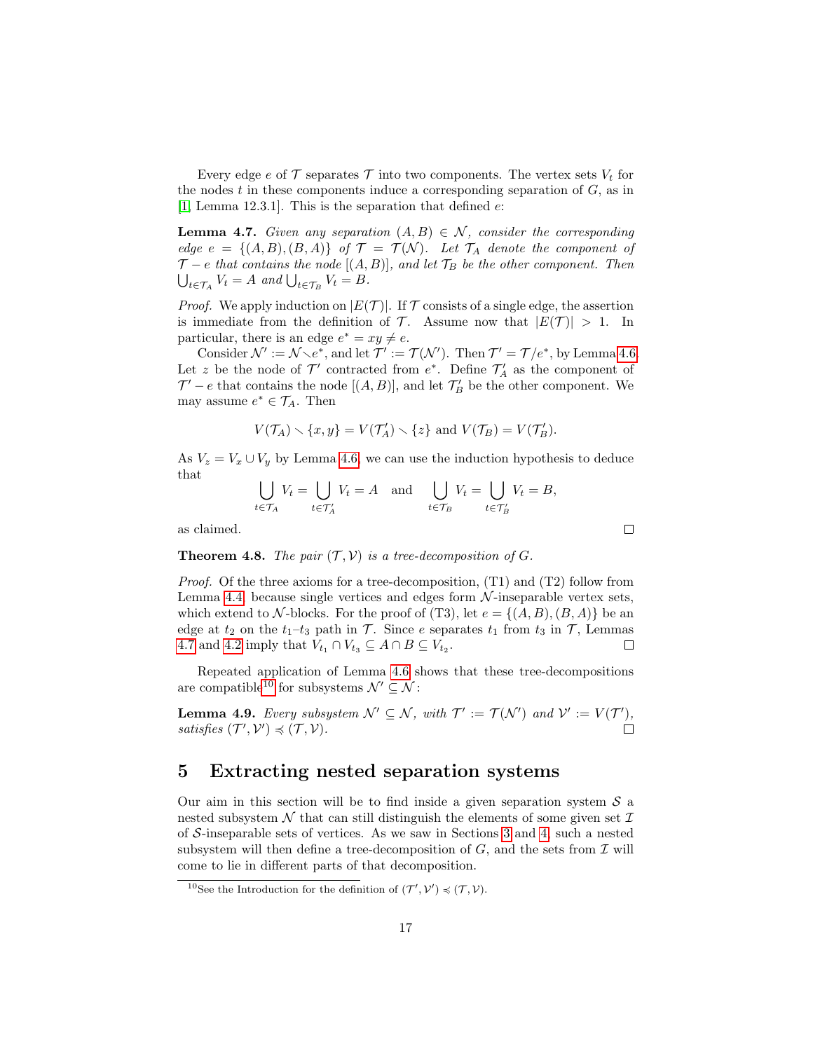Every edge $e$ of $\mathcal{T}$ separates $\mathcal{T}$ into two components. The vertex sets $V_t$ for the nodes $t$ in these components induce a corresponding separation of $G$, as in [1, Lemma 12.3.1]. This is the separation that defined $e$:

**Lemma 4.7.** *Given any separation $(A, B) \in \mathcal{N}$, consider the corresponding edge $e = \{(A, B), (B, A)\}$ of $\mathcal{T} = \mathcal{T}(\mathcal{N})$. Let $\mathcal{T}_A$ denote the component of $\mathcal{T} - e$ that contains the node $[(A, B)]$, and let $\mathcal{T}_B$ be the other component. Then $\bigcup_{t \in \mathcal{T}_A} V_t = A$ and $\bigcup_{t \in \mathcal{T}_B} V_t = B$.*

*Proof.* We apply induction on $|E(\mathcal{T})|$. If $\mathcal{T}$ consists of a single edge, the assertion is immediate from the definition of $\mathcal{T}$. Assume now that $|E(\mathcal{T})| > 1$. In particular, there is an edge $e^* = xy \neq e$.

Consider $\mathcal{N}' := \mathcal{N} \smallsetminus e^*$, and let $\mathcal{T}' := \mathcal{T}(\mathcal{N}')$. Then $\mathcal{T}' = \mathcal{T}/e^*$, by Lemma 4.6. Let $z$ be the node of $\mathcal{T}'$ contracted from $e^*$. Define $\mathcal{T}'_A$ as the component of $\mathcal{T}' - e$ that contains the node $[(A, B)]$, and let $\mathcal{T}'_B$ be the other component. We may assume $e^* \in \mathcal{T}_A$. Then

$$V(\mathcal{T}_A) \smallsetminus \{x, y\} = V(\mathcal{T}'_A) \smallsetminus \{z\} \text{ and } V(\mathcal{T}_B) = V(\mathcal{T}'_B).$$

As $V_z = V_x \cup V_y$ by Lemma 4.6, we can use the induction hypothesis to deduce that

$$\bigcup_{t \in \mathcal{T}_A} V_t = \bigcup_{t \in \mathcal{T}'_A} V_t = A \quad \text{and} \quad \bigcup_{t \in \mathcal{T}_B} V_t = \bigcup_{t \in \mathcal{T}'_B} V_t = B,$$

as claimed. □

**Theorem 4.8.** *The pair $(\mathcal{T}, \mathcal{V})$ is a tree-decomposition of $G$.*

*Proof.* Of the three axioms for a tree-decomposition, (T1) and (T2) follow from Lemma 4.4, because single vertices and edges form $\mathcal{N}$-inseparable vertex sets, which extend to $\mathcal{N}$-blocks. For the proof of (T3), let $e = \{(A, B), (B, A)\}$ be an edge at $t_2$ on the $t_1$–$t_3$ path in $\mathcal{T}$. Since $e$ separates $t_1$ from $t_3$ in $\mathcal{T}$, Lemmas 4.7 and 4.2 imply that $V_{t_1} \cap V_{t_3} \subseteq A \cap B \subseteq V_{t_2}$. □

Repeated application of Lemma 4.6 shows that these tree-decompositions are compatible[10] for subsystems $\mathcal{N}' \subseteq \mathcal{N}$:

**Lemma 4.9.** *Every subsystem $\mathcal{N}' \subseteq \mathcal{N}$, with $\mathcal{T}' := \mathcal{T}(\mathcal{N}')$ and $\mathcal{V}' := V(\mathcal{T}')$, satisfies $(\mathcal{T}', \mathcal{V}') \preccurlyeq (\mathcal{T}, \mathcal{V})$.* □

## 5 Extracting nested separation systems

Our aim in this section will be to find inside a given separation system $\mathcal{S}$ a nested subsystem $\mathcal{N}$ that can still distinguish the elements of some given set $\mathcal{I}$ of $\mathcal{S}$-inseparable sets of vertices. As we saw in Sections 3 and 4, such a nested subsystem will then define a tree-decomposition of $G$, and the sets from $\mathcal{I}$ will come to lie in different parts of that decomposition.

[10] See the Introduction for the definition of $(\mathcal{T}', \mathcal{V}') \preccurlyeq (\mathcal{T}, \mathcal{V})$.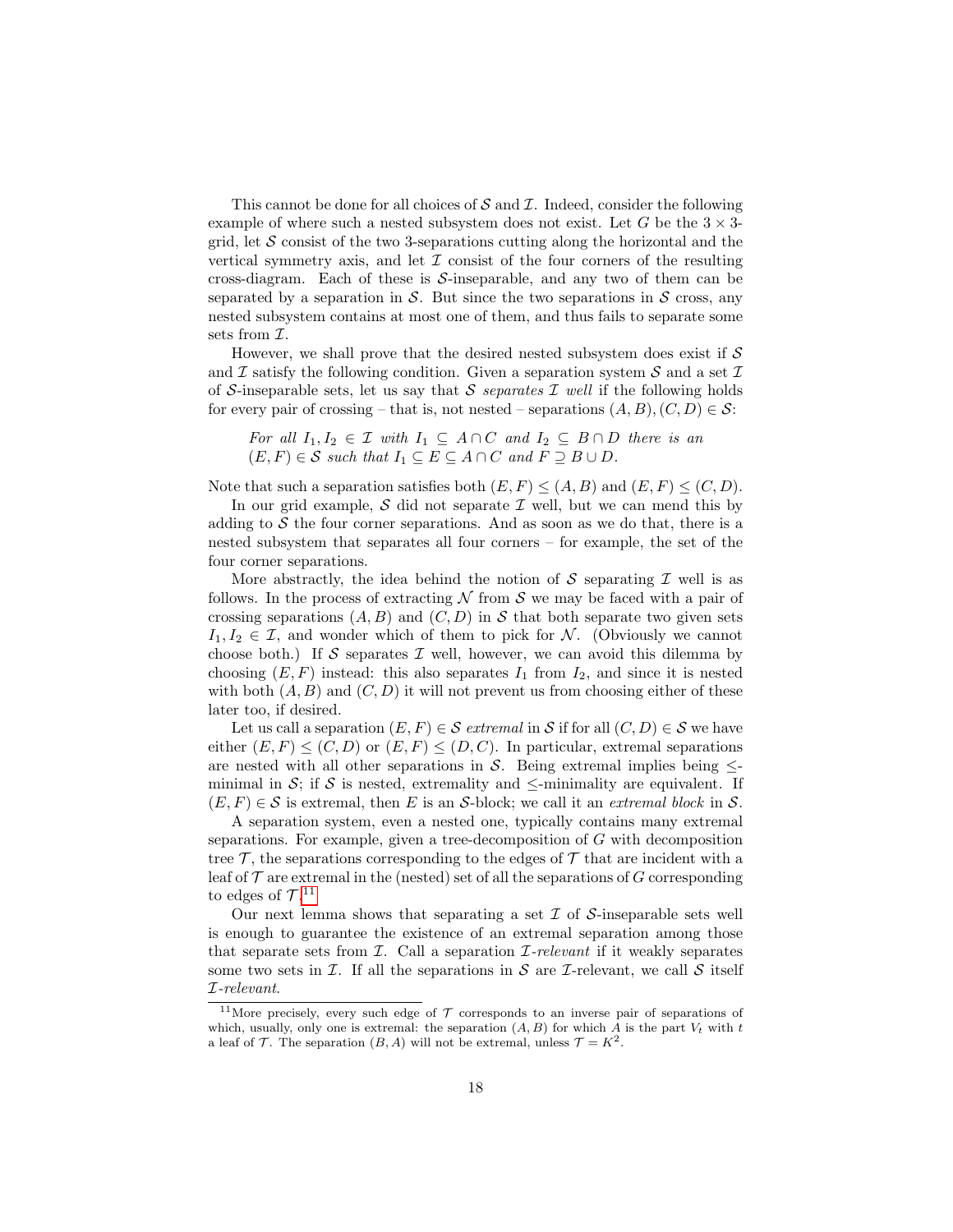This cannot be done for all choices of $\mathcal{S}$ and $\mathcal{I}$. Indeed, consider the following example of where such a nested subsystem does not exist. Let $G$ be the $3 \times 3$-grid, let $\mathcal{S}$ consist of the two 3-separations cutting along the horizontal and the vertical symmetry axis, and let $\mathcal{I}$ consist of the four corners of the resulting cross-diagram. Each of these is $\mathcal{S}$-inseparable, and any two of them can be separated by a separation in $\mathcal{S}$. But since the two separations in $\mathcal{S}$ cross, any nested subsystem contains at most one of them, and thus fails to separate some sets from $\mathcal{I}$.

However, we shall prove that the desired nested subsystem does exist if $\mathcal{S}$ and $\mathcal{I}$ satisfy the following condition. Given a separation system $\mathcal{S}$ and a set $\mathcal{I}$ of $\mathcal{S}$-inseparable sets, let us say that $\mathcal{S}$ *separates* $\mathcal{I}$ *well* if the following holds for every pair of crossing – that is, not nested – separations $(A, B), (C, D) \in \mathcal{S}$:

> *For all $I_1, I_2 \in \mathcal{I}$ with $I_1 \subseteq A \cap C$ and $I_2 \subseteq B \cap D$ there is an $(E, F) \in \mathcal{S}$ such that $I_1 \subseteq E \subseteq A \cap C$ and $F \supseteq B \cup D$.*

Note that such a separation satisfies both $(E, F) \leq (A, B)$ and $(E, F) \leq (C, D)$.

In our grid example, $\mathcal{S}$ did not separate $\mathcal{I}$ well, but we can mend this by adding to $\mathcal{S}$ the four corner separations. And as soon as we do that, there is a nested subsystem that separates all four corners – for example, the set of the four corner separations.

More abstractly, the idea behind the notion of $\mathcal{S}$ separating $\mathcal{I}$ well is as follows. In the process of extracting $\mathcal{N}$ from $\mathcal{S}$ we may be faced with a pair of crossing separations $(A, B)$ and $(C, D)$ in $\mathcal{S}$ that both separate two given sets $I_1, I_2 \in \mathcal{I}$, and wonder which of them to pick for $\mathcal{N}$. (Obviously we cannot choose both.) If $\mathcal{S}$ separates $\mathcal{I}$ well, however, we can avoid this dilemma by choosing $(E, F)$ instead: this also separates $I_1$ from $I_2$, and since it is nested with both $(A, B)$ and $(C, D)$ it will not prevent us from choosing either of these later too, if desired.

Let us call a separation $(E, F) \in \mathcal{S}$ *extremal* in $\mathcal{S}$ if for all $(C, D) \in \mathcal{S}$ we have either $(E, F) \leq (C, D)$ or $(E, F) \leq (D, C)$. In particular, extremal separations are nested with all other separations in $\mathcal{S}$. Being extremal implies being $\leq$-minimal in $\mathcal{S}$; if $\mathcal{S}$ is nested, extremality and $\leq$-minimality are equivalent. If $(E, F) \in \mathcal{S}$ is extremal, then $E$ is an $\mathcal{S}$-block; we call it an *extremal block* in $\mathcal{S}$.

A separation system, even a nested one, typically contains many extremal separations. For example, given a tree-decomposition of $G$ with decomposition tree $\mathcal{T}$, the separations corresponding to the edges of $\mathcal{T}$ that are incident with a leaf of $\mathcal{T}$ are extremal in the (nested) set of all the separations of $G$ corresponding to edges of $\mathcal{T}$.[11]

Our next lemma shows that separating a set $\mathcal{I}$ of $\mathcal{S}$-inseparable sets well is enough to guarantee the existence of an extremal separation among those that separate sets from $\mathcal{I}$. Call a separation $\mathcal{I}$-*relevant* if it weakly separates some two sets in $\mathcal{I}$. If all the separations in $\mathcal{S}$ are $\mathcal{I}$-relevant, we call $\mathcal{S}$ itself $\mathcal{I}$-*relevant*.

[11] More precisely, every such edge of $\mathcal{T}$ corresponds to an inverse pair of separations of which, usually, only one is extremal: the separation $(A, B)$ for which $A$ is the part $V_t$ with $t$ a leaf of $\mathcal{T}$. The separation $(B, A)$ will not be extremal, unless $\mathcal{T} = K^2$.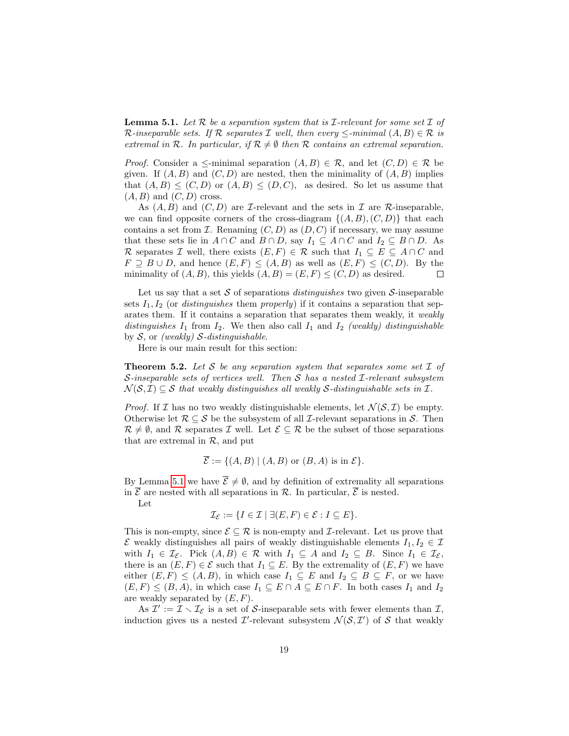**Lemma 5.1.** *Let $\mathcal{R}$ be a separation system that is $\mathcal{I}$-relevant for some set $\mathcal{I}$ of $\mathcal{R}$-inseparable sets. If $\mathcal{R}$ separates $\mathcal{I}$ well, then every $\leq$-minimal $(A, B) \in \mathcal{R}$ is extremal in $\mathcal{R}$. In particular, if $\mathcal{R} \neq \emptyset$ then $\mathcal{R}$ contains an extremal separation.*

*Proof.* Consider a $\leq$-minimal separation $(A, B) \in \mathcal{R}$, and let $(C, D) \in \mathcal{R}$ be given. If $(A, B)$ and $(C, D)$ are nested, then the minimality of $(A, B)$ implies that $(A, B) \leq (C, D)$ or $(A, B) \leq (D, C)$, as desired. So let us assume that $(A, B)$ and $(C, D)$ cross.

As $(A, B)$ and $(C, D)$ are $\mathcal{I}$-relevant and the sets in $\mathcal{I}$ are $\mathcal{R}$-inseparable, we can find opposite corners of the cross-diagram $\{(A, B), (C, D)\}$ that each contains a set from $\mathcal{I}$. Renaming $(C, D)$ as $(D, C)$ if necessary, we may assume that these sets lie in $A \cap C$ and $B \cap D$, say $I_1 \subseteq A \cap C$ and $I_2 \subseteq B \cap D$. As $\mathcal{R}$ separates $\mathcal{I}$ well, there exists $(E, F) \in \mathcal{R}$ such that $I_1 \subseteq E \subseteq A \cap C$ and $F \supseteq B \cup D$, and hence $(E, F) \leq (A, B)$ as well as $(E, F) \leq (C, D)$. By the minimality of $(A, B)$, this yields $(A, B) = (E, F) \leq (C, D)$ as desired. $\square$

Let us say that a set $\mathcal{S}$ of separations *distinguishes* two given $\mathcal{S}$-inseparable sets $I_1, I_2$ (or *distinguishes* them *properly*) if it contains a separation that separates them. If it contains a separation that separates them weakly, it *weakly distinguishes* $I_1$ from $I_2$. We then also call $I_1$ and $I_2$ *(weakly) distinguishable* by $\mathcal{S}$, or *(weakly) $\mathcal{S}$-distinguishable*.

Here is our main result for this section:

**Theorem 5.2.** *Let $\mathcal{S}$ be any separation system that separates some set $\mathcal{I}$ of $\mathcal{S}$-inseparable sets of vertices well. Then $\mathcal{S}$ has a nested $\mathcal{I}$-relevant subsystem $\mathcal{N}(\mathcal{S}, \mathcal{I}) \subseteq \mathcal{S}$ that weakly distinguishes all weakly $\mathcal{S}$-distinguishable sets in $\mathcal{I}$.*

*Proof.* If $\mathcal{I}$ has no two weakly distinguishable elements, let $\mathcal{N}(\mathcal{S}, \mathcal{I})$ be empty. Otherwise let $\mathcal{R} \subseteq \mathcal{S}$ be the subsystem of all $\mathcal{I}$-relevant separations in $\mathcal{S}$. Then $\mathcal{R} \neq \emptyset$, and $\mathcal{R}$ separates $\mathcal{I}$ well. Let $\mathcal{E} \subseteq \mathcal{R}$ be the subset of those separations that are extremal in $\mathcal{R}$, and put

$$\overline{\mathcal{E}} := \{(A, B) \mid (A, B) \text{ or } (B, A) \text{ is in } \mathcal{E}\}.$$

By Lemma 5.1 we have $\overline{\mathcal{E}} \neq \emptyset$, and by definition of extremality all separations in $\overline{\mathcal{E}}$ are nested with all separations in $\mathcal{R}$. In particular, $\overline{\mathcal{E}}$ is nested.

Let

$$\mathcal{I}_{\mathcal{E}} := \{I \in \mathcal{I} \mid \exists (E, F) \in \mathcal{E} : I \subseteq E\}.$$

This is non-empty, since $\mathcal{E} \subseteq \mathcal{R}$ is non-empty and $\mathcal{I}$-relevant. Let us prove that $\mathcal{E}$ weakly distinguishes all pairs of weakly distinguishable elements $I_1, I_2 \in \mathcal{I}$ with $I_1 \in \mathcal{I}_{\mathcal{E}}$. Pick $(A, B) \in \mathcal{R}$ with $I_1 \subseteq A$ and $I_2 \subseteq B$. Since $I_1 \in \mathcal{I}_{\mathcal{E}}$, there is an $(E, F) \in \mathcal{E}$ such that $I_1 \subseteq E$. By the extremality of $(E, F)$ we have either $(E, F) \leq (A, B)$, in which case $I_1 \subseteq E$ and $I_2 \subseteq B \subseteq F$, or we have $(E, F) \leq (B, A)$, in which case $I_1 \subseteq E \cap A \subseteq E \cap F$. In both cases $I_1$ and $I_2$ are weakly separated by $(E, F)$.

As $\mathcal{I}' := \mathcal{I} \setminus \mathcal{I}_{\mathcal{E}}$ is a set of $\mathcal{S}$-inseparable sets with fewer elements than $\mathcal{I}$, induction gives us a nested $\mathcal{I}'$-relevant subsystem $\mathcal{N}(\mathcal{S}, \mathcal{I}')$ of $\mathcal{S}$ that weakly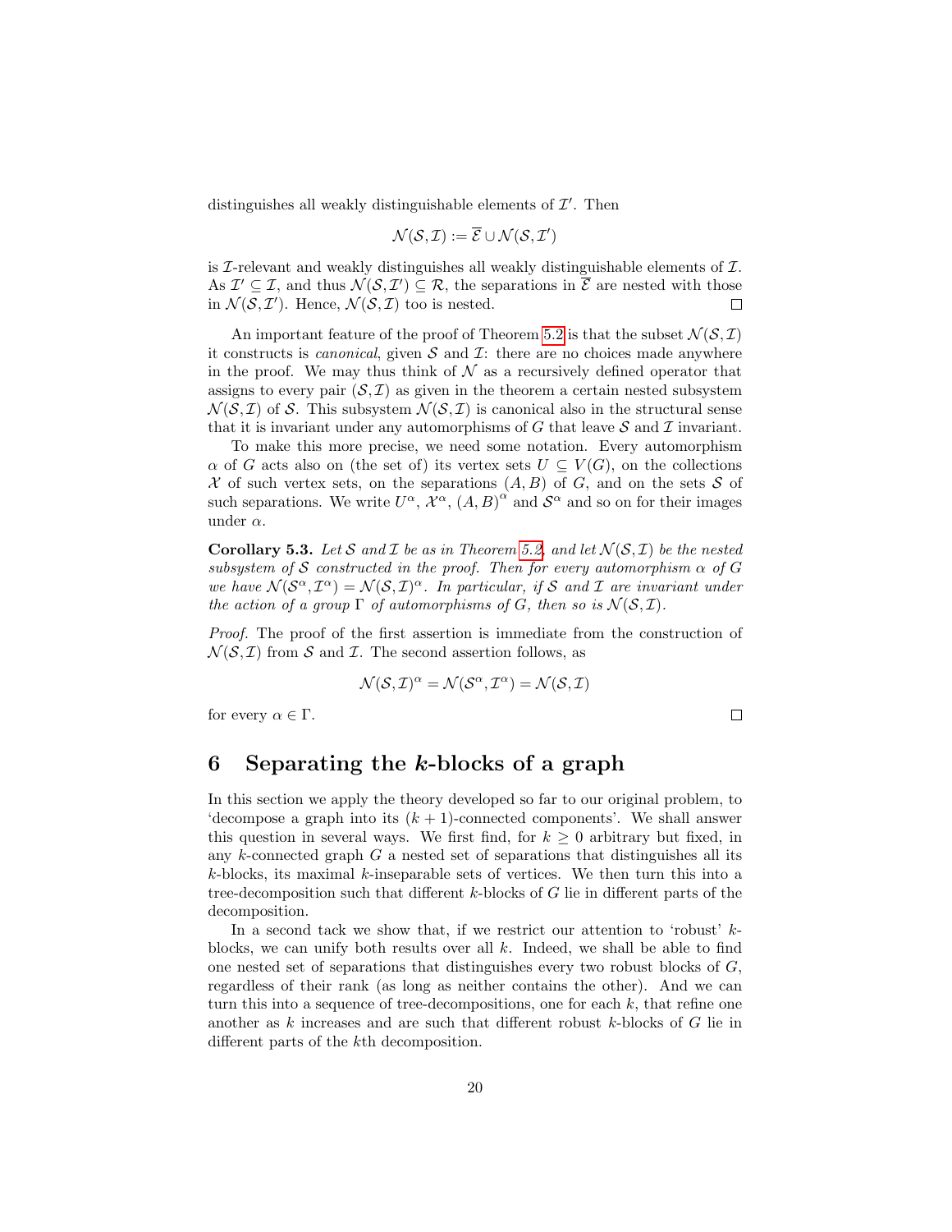distinguishes all weakly distinguishable elements of $\mathcal{I}'$. Then

$$\mathcal{N}(\mathcal{S},\mathcal{I}) := \overline{\mathcal{E}} \cup \mathcal{N}(\mathcal{S},\mathcal{I}')$$

is $\mathcal{I}$-relevant and weakly distinguishes all weakly distinguishable elements of $\mathcal{I}$. As $\mathcal{I}' \subseteq \mathcal{I}$, and thus $\mathcal{N}(\mathcal{S},\mathcal{I}') \subseteq \mathcal{R}$, the separations in $\overline{\mathcal{E}}$ are nested with those in $\mathcal{N}(\mathcal{S},\mathcal{I}')$. Hence, $\mathcal{N}(\mathcal{S},\mathcal{I})$ too is nested. □

An important feature of the proof of Theorem 5.2 is that the subset $\mathcal{N}(\mathcal{S},\mathcal{I})$ it constructs is *canonical*, given $\mathcal{S}$ and $\mathcal{I}$: there are no choices made anywhere in the proof. We may thus think of $\mathcal{N}$ as a recursively defined operator that assigns to every pair $(\mathcal{S},\mathcal{I})$ as given in the theorem a certain nested subsystem $\mathcal{N}(\mathcal{S},\mathcal{I})$ of $\mathcal{S}$. This subsystem $\mathcal{N}(\mathcal{S},\mathcal{I})$ is canonical also in the structural sense that it is invariant under any automorphisms of $G$ that leave $\mathcal{S}$ and $\mathcal{I}$ invariant.

To make this more precise, we need some notation. Every automorphism $\alpha$ of $G$ acts also on (the set of) its vertex sets $U \subseteq V(G)$, on the collections $\mathcal{X}$ of such vertex sets, on the separations $(A,B)$ of $G$, and on the sets $\mathcal{S}$ of such separations. We write $U^\alpha$, $\mathcal{X}^\alpha$, $(A,B)^\alpha$ and $\mathcal{S}^\alpha$ and so on for their images under $\alpha$.

**Corollary 5.3.** *Let $\mathcal{S}$ and $\mathcal{I}$ be as in Theorem 5.2, and let $\mathcal{N}(\mathcal{S},\mathcal{I})$ be the nested subsystem of $\mathcal{S}$ constructed in the proof. Then for every automorphism $\alpha$ of $G$ we have $\mathcal{N}(\mathcal{S}^\alpha,\mathcal{I}^\alpha) = \mathcal{N}(\mathcal{S},\mathcal{I})^\alpha$. In particular, if $\mathcal{S}$ and $\mathcal{I}$ are invariant under the action of a group $\Gamma$ of automorphisms of $G$, then so is $\mathcal{N}(\mathcal{S},\mathcal{I})$.*

*Proof.* The proof of the first assertion is immediate from the construction of $\mathcal{N}(\mathcal{S},\mathcal{I})$ from $\mathcal{S}$ and $\mathcal{I}$. The second assertion follows, as

$$\mathcal{N}(\mathcal{S},\mathcal{I})^\alpha = \mathcal{N}(\mathcal{S}^\alpha,\mathcal{I}^\alpha) = \mathcal{N}(\mathcal{S},\mathcal{I})$$

for every $\alpha \in \Gamma$. □

# 6 Separating the $k$-blocks of a graph

In this section we apply the theory developed so far to our original problem, to 'decompose a graph into its $(k+1)$-connected components'. We shall answer this question in several ways. We first find, for $k \geq 0$ arbitrary but fixed, in any $k$-connected graph $G$ a nested set of separations that distinguishes all its $k$-blocks, its maximal $k$-inseparable sets of vertices. We then turn this into a tree-decomposition such that different $k$-blocks of $G$ lie in different parts of the decomposition.

In a second tack we show that, if we restrict our attention to 'robust' $k$-blocks, we can unify both results over all $k$. Indeed, we shall be able to find one nested set of separations that distinguishes every two robust blocks of $G$, regardless of their rank (as long as neither contains the other). And we can turn this into a sequence of tree-decompositions, one for each $k$, that refine one another as $k$ increases and are such that different robust $k$-blocks of $G$ lie in different parts of the $k$th decomposition.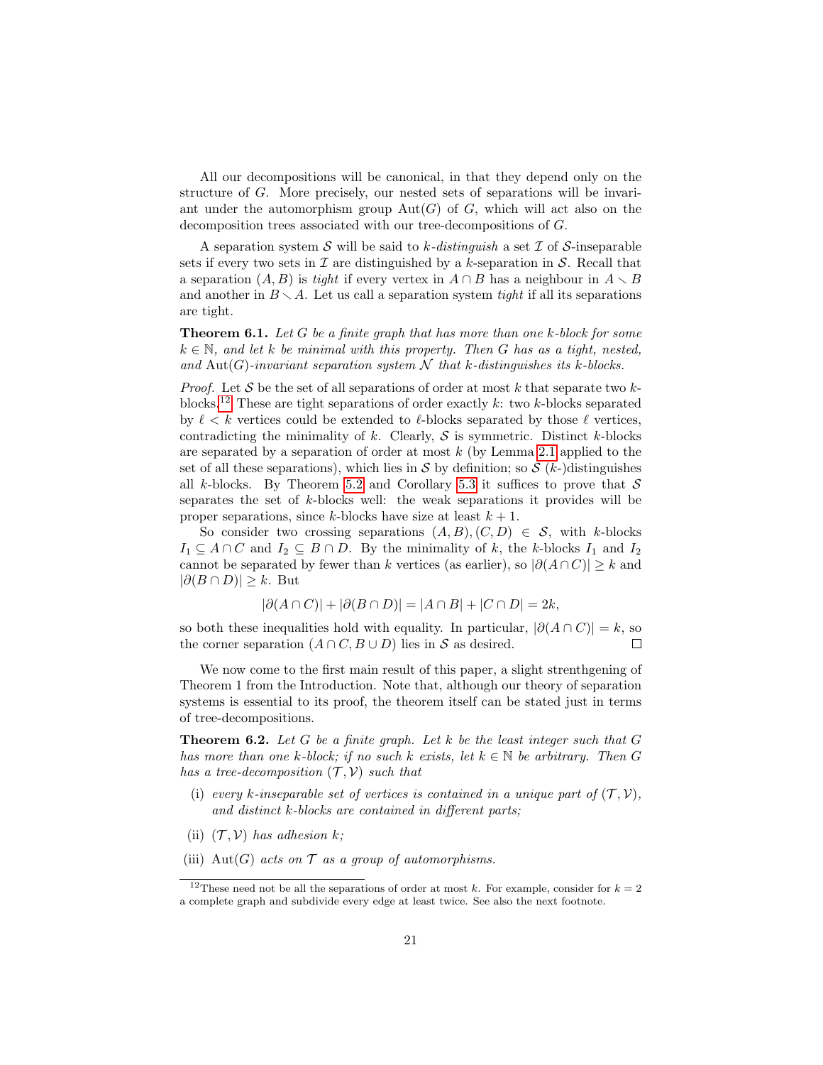All our decompositions will be canonical, in that they depend only on the structure of $G$. More precisely, our nested sets of separations will be invariant under the automorphism group $\mathrm{Aut}(G)$ of $G$, which will act also on the decomposition trees associated with our tree-decompositions of $G$.

A separation system $\mathcal{S}$ will be said to *$k$-distinguish* a set $\mathcal{I}$ of $\mathcal{S}$-inseparable sets if every two sets in $\mathcal{I}$ are distinguished by a $k$-separation in $\mathcal{S}$. Recall that a separation $(A, B)$ is *tight* if every vertex in $A \cap B$ has a neighbour in $A \setminus B$ and another in $B \setminus A$. Let us call a separation system *tight* if all its separations are tight.

**Theorem 6.1.** *Let $G$ be a finite graph that has more than one $k$-block for some $k \in \mathbb{N}$, and let $k$ be minimal with this property. Then $G$ has as a tight, nested, and $\mathrm{Aut}(G)$-invariant separation system $\mathcal{N}$ that $k$-distinguishes its $k$-blocks.*

*Proof.* Let $\mathcal{S}$ be the set of all separations of order at most $k$ that separate two $k$-blocks.[12] These are tight separations of order exactly $k$: two $k$-blocks separated by $\ell < k$ vertices could be extended to $\ell$-blocks separated by those $\ell$ vertices, contradicting the minimality of $k$. Clearly, $\mathcal{S}$ is symmetric. Distinct $k$-blocks are separated by a separation of order at most $k$ (by Lemma 2.1 applied to the set of all these separations), which lies in $\mathcal{S}$ by definition; so $\mathcal{S}$ ($k$-)distinguishes all $k$-blocks. By Theorem 5.2 and Corollary 5.3 it suffices to prove that $\mathcal{S}$ separates the set of $k$-blocks well: the weak separations it provides will be proper separations, since $k$-blocks have size at least $k + 1$.

So consider two crossing separations $(A, B), (C, D) \in \mathcal{S}$, with $k$-blocks $I_1 \subseteq A \cap C$ and $I_2 \subseteq B \cap D$. By the minimality of $k$, the $k$-blocks $I_1$ and $I_2$ cannot be separated by fewer than $k$ vertices (as earlier), so $|\partial(A \cap C)| \geq k$ and $|\partial(B \cap D)| \geq k$. But

$$|\partial(A \cap C)| + |\partial(B \cap D)| = |A \cap B| + |C \cap D| = 2k,$$

so both these inequalities hold with equality. In particular, $|\partial(A \cap C)| = k$, so the corner separation $(A \cap C, B \cup D)$ lies in $\mathcal{S}$ as desired. $\square$

We now come to the first main result of this paper, a slight strenthgening of Theorem 1 from the Introduction. Note that, although our theory of separation systems is essential to its proof, the theorem itself can be stated just in terms of tree-decompositions.

**Theorem 6.2.** *Let $G$ be a finite graph. Let $k$ be the least integer such that $G$ has more than one $k$-block; if no such $k$ exists, let $k \in \mathbb{N}$ be arbitrary. Then $G$ has a tree-decomposition $(\mathcal{T}, \mathcal{V})$ such that*

(i) *every $k$-inseparable set of vertices is contained in a unique part of $(\mathcal{T}, \mathcal{V})$, and distinct $k$-blocks are contained in different parts;*

(ii) *$(\mathcal{T}, \mathcal{V})$ has adhesion $k$;*

(iii) *$\mathrm{Aut}(G)$ acts on $\mathcal{T}$ as a group of automorphisms.*

[12] These need not be all the separations of order at most $k$. For example, consider for $k = 2$ a complete graph and subdivide every edge at least twice. See also the next footnote.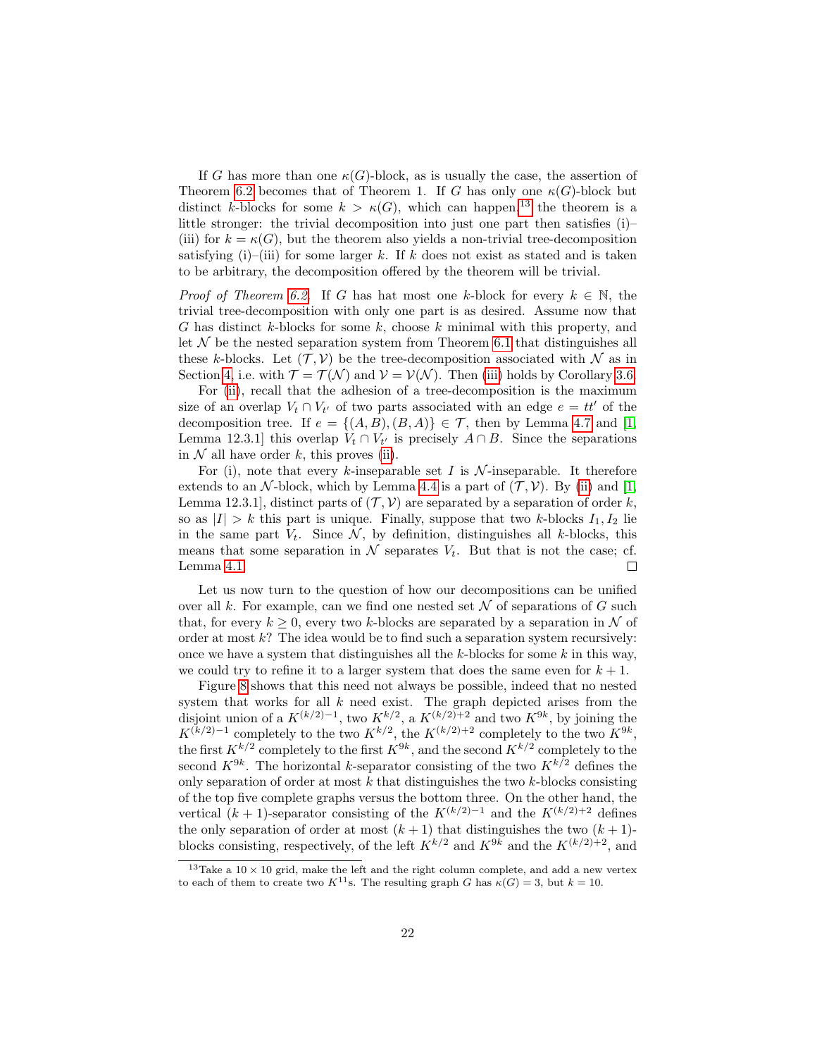If $G$ has more than one $\kappa(G)$-block, as is usually the case, the assertion of Theorem 6.2 becomes that of Theorem 1. If $G$ has only one $\kappa(G)$-block but distinct $k$-blocks for some $k > \kappa(G)$, which can happen,[13] the theorem is a little stronger: the trivial decomposition into just one part then satisfies (i)–(iii) for $k = \kappa(G)$, but the theorem also yields a non-trivial tree-decomposition satisfying (i)–(iii) for some larger $k$. If $k$ does not exist as stated and is taken to be arbitrary, the decomposition offered by the theorem will be trivial.

*Proof of Theorem 6.2.* If $G$ has hat most one $k$-block for every $k \in \mathbb{N}$, the trivial tree-decomposition with only one part is as desired. Assume now that $G$ has distinct $k$-blocks for some $k$, choose $k$ minimal with this property, and let $\mathcal{N}$ be the nested separation system from Theorem 6.1 that distinguishes all these $k$-blocks. Let $(\mathcal{T}, \mathcal{V})$ be the tree-decomposition associated with $\mathcal{N}$ as in Section 4, i.e. with $\mathcal{T} = \mathcal{T}(\mathcal{N})$ and $\mathcal{V} = \mathcal{V}(\mathcal{N})$. Then (iii) holds by Corollary 3.6.

For (ii), recall that the adhesion of a tree-decomposition is the maximum size of an overlap $V_t \cap V_{t'}$ of two parts associated with an edge $e = tt'$ of the decomposition tree. If $e = \{(A, B), (B, A)\} \in \mathcal{T}$, then by Lemma 4.7 and [1, Lemma 12.3.1] this overlap $V_t \cap V_{t'}$ is precisely $A \cap B$. Since the separations in $\mathcal{N}$ all have order $k$, this proves (ii).

For (i), note that every $k$-inseparable set $I$ is $\mathcal{N}$-inseparable. It therefore extends to an $\mathcal{N}$-block, which by Lemma 4.4 is a part of $(\mathcal{T}, \mathcal{V})$. By (ii) and [1, Lemma 12.3.1], distinct parts of $(\mathcal{T}, \mathcal{V})$ are separated by a separation of order $k$, so as $|I| > k$ this part is unique. Finally, suppose that two $k$-blocks $I_1, I_2$ lie in the same part $V_t$. Since $\mathcal{N}$, by definition, distinguishes all $k$-blocks, this means that some separation in $\mathcal{N}$ separates $V_t$. But that is not the case; cf. Lemma 4.1. □

Let us now turn to the question of how our decompositions can be unified over all $k$. For example, can we find one nested set $\mathcal{N}$ of separations of $G$ such that, for every $k \geq 0$, every two $k$-blocks are separated by a separation in $\mathcal{N}$ of order at most $k$? The idea would be to find such a separation system recursively: once we have a system that distinguishes all the $k$-blocks for some $k$ in this way, we could try to refine it to a larger system that does the same even for $k + 1$.

Figure 8 shows that this need not always be possible, indeed that no nested system that works for all $k$ need exist. The graph depicted arises from the disjoint union of a $K^{(k/2)-1}$, two $K^{k/2}$, a $K^{(k/2)+2}$ and two $K^{9k}$, by joining the $K^{(k/2)-1}$ completely to the two $K^{k/2}$, the $K^{(k/2)+2}$ completely to the two $K^{9k}$, the first $K^{k/2}$ completely to the first $K^{9k}$, and the second $K^{k/2}$ completely to the second $K^{9k}$. The horizontal $k$-separator consisting of the two $K^{k/2}$ defines the only separation of order at most $k$ that distinguishes the two $k$-blocks consisting of the top five complete graphs versus the bottom three. On the other hand, the vertical $(k + 1)$-separator consisting of the $K^{(k/2)-1}$ and the $K^{(k/2)+2}$ defines the only separation of order at most $(k + 1)$ that distinguishes the two $(k + 1)$-blocks consisting, respectively, of the left $K^{k/2}$ and $K^{9k}$ and the $K^{(k/2)+2}$, and

[13] Take a $10 \times 10$ grid, make the left and the right column complete, and add a new vertex to each of them to create two $K^{11}$s. The resulting graph $G$ has $\kappa(G) = 3$, but $k = 10$.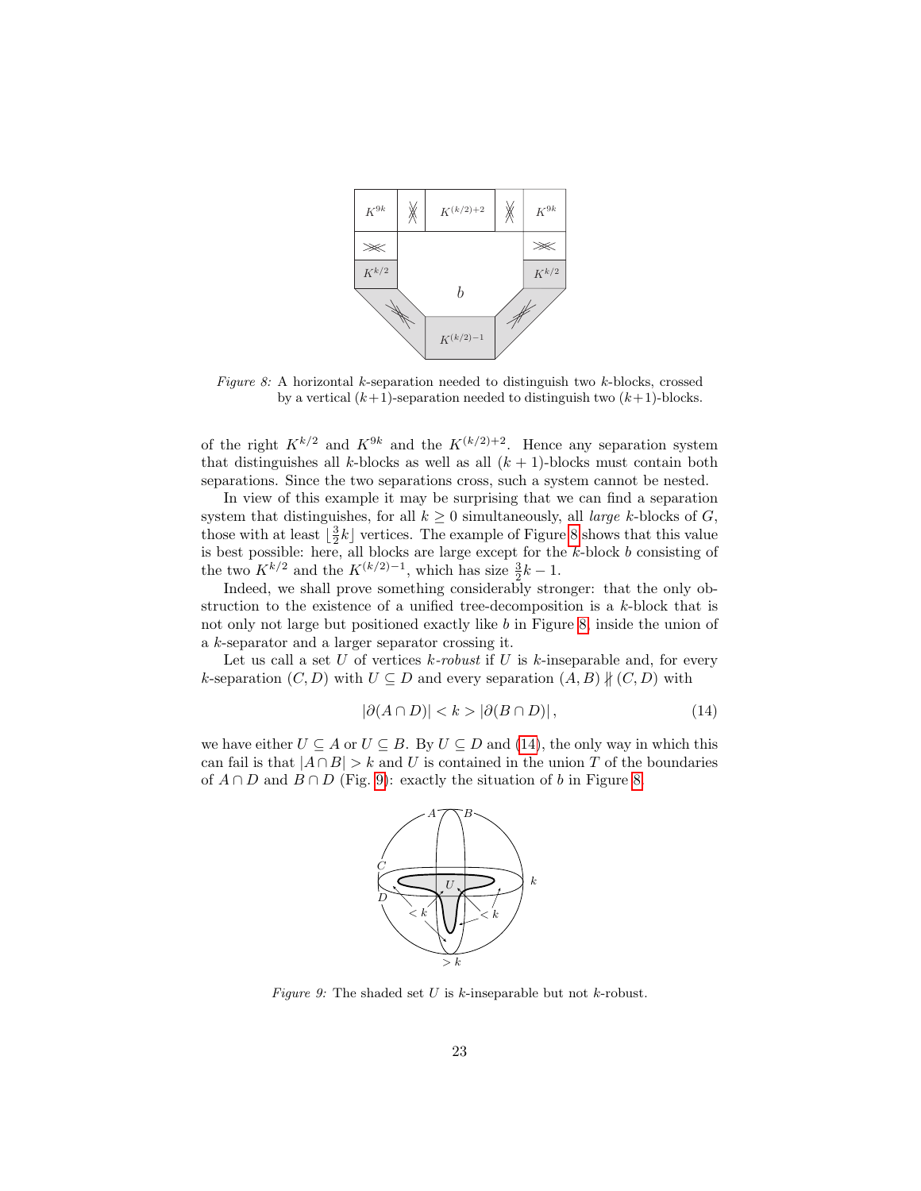*Figure 8:* A horizontal $k$-separation needed to distinguish two $k$-blocks, crossed by a vertical $(k+1)$-separation needed to distinguish two $(k+1)$-blocks.

of the right $K^{k/2}$ and $K^{9k}$ and the $K^{(k/2)+2}$. Hence any separation system that distinguishes all $k$-blocks as well as all $(k+1)$-blocks must contain both separations. Since the two separations cross, such a system cannot be nested.

In view of this example it may be surprising that we can find a separation system that distinguishes, for all $k \geq 0$ simultaneously, all *large* $k$-blocks of $G$, those with at least $\lfloor \frac{3}{2}k \rfloor$ vertices. The example of Figure 8 shows that this value is best possible: here, all blocks are large except for the $k$-block $b$ consisting of the two $K^{k/2}$ and the $K^{(k/2)-1}$, which has size $\frac{3}{2}k - 1$.

Indeed, we shall prove something considerably stronger: that the only obstruction to the existence of a unified tree-decomposition is a $k$-block that is not only not large but positioned exactly like $b$ in Figure 8, inside the union of a $k$-separator and a larger separator crossing it.

Let us call a set $U$ of vertices *$k$-robust* if $U$ is $k$-inseparable and, for every $k$-separation $(C, D)$ with $U \subseteq D$ and every separation $(A, B) \nparallel (C, D)$ with

$$|\partial(A \cap D)| < k > |\partial(B \cap D)|, \tag{14}$$

we have either $U \subseteq A$ or $U \subseteq B$. By $U \subseteq D$ and (14), the only way in which this can fail is that $|A \cap B| > k$ and $U$ is contained in the union $T$ of the boundaries of $A \cap D$ and $B \cap D$ (Fig. 9): exactly the situation of $b$ in Figure 8.

*Figure 9:* The shaded set $U$ is $k$-inseparable but not $k$-robust.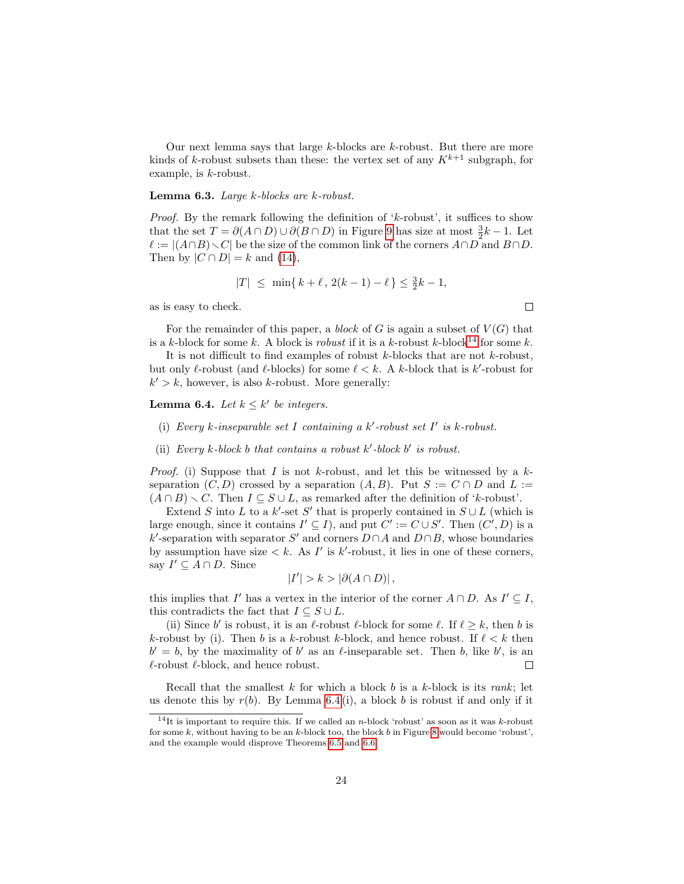Our next lemma says that large $k$-blocks are $k$-robust. But there are more kinds of $k$-robust subsets than these: the vertex set of any $K^{k+1}$ subgraph, for example, is $k$-robust.

**Lemma 6.3.** *Large $k$-blocks are $k$-robust.*

*Proof.* By the remark following the definition of '$k$-robust', it suffices to show that the set $T = \partial(A \cap D) \cup \partial(B \cap D)$ in Figure 9 has size at most $\frac{3}{2}k - 1$. Let $\ell := |(A \cap B) \setminus C|$ be the size of the common link of the corners $A \cap D$ and $B \cap D$. Then by $|C \cap D| = k$ and (14),

$$|T| \;\leq\; \min\{\, k + \ell \,,\, 2(k-1) - \ell \,\} \leq \tfrac{3}{2}k - 1,$$

as is easy to check. □

For the remainder of this paper, a *block* of $G$ is again a subset of $V(G)$ that is a $k$-block for some $k$. A block is *robust* if it is a $k$-robust $k$-block[14] for some $k$.

It is not difficult to find examples of robust $k$-blocks that are not $k$-robust, but only $\ell$-robust (and $\ell$-blocks) for some $\ell < k$. A $k$-block that is $k'$-robust for $k' > k$, however, is also $k$-robust. More generally:

**Lemma 6.4.** *Let $k \leq k'$ be integers.*

(i) *Every $k$-inseparable set $I$ containing a $k'$-robust set $I'$ is $k$-robust.*

(ii) *Every $k$-block $b$ that contains a robust $k'$-block $b'$ is robust.*

*Proof.* (i) Suppose that $I$ is not $k$-robust, and let this be witnessed by a $k$-separation $(C, D)$ crossed by a separation $(A, B)$. Put $S := C \cap D$ and $L := (A \cap B) \setminus C$. Then $I \subseteq S \cup L$, as remarked after the definition of '$k$-robust'.

Extend $S$ into $L$ to a $k'$-set $S'$ that is properly contained in $S \cup L$ (which is large enough, since it contains $I' \subseteq I$), and put $C' := C \cup S'$. Then $(C', D)$ is a $k'$-separation with separator $S'$ and corners $D \cap A$ and $D \cap B$, whose boundaries by assumption have size $< k$. As $I'$ is $k'$-robust, it lies in one of these corners, say $I' \subseteq A \cap D$. Since

$$|I'| > k > |\partial(A \cap D)|\,,$$

this implies that $I'$ has a vertex in the interior of the corner $A \cap D$. As $I' \subseteq I$, this contradicts the fact that $I \subseteq S \cup L$.

(ii) Since $b'$ is robust, it is an $\ell$-robust $\ell$-block for some $\ell$. If $\ell \geq k$, then $b$ is $k$-robust by (i). Then $b$ is a $k$-robust $k$-block, and hence robust. If $\ell < k$ then $b' = b$, by the maximality of $b'$ as an $\ell$-inseparable set. Then $b$, like $b'$, is an $\ell$-robust $\ell$-block, and hence robust. □

Recall that the smallest $k$ for which a block $b$ is a $k$-block is its *rank*; let us denote this by $r(b)$. By Lemma 6.4(i), a block $b$ is robust if and only if it

[14] It is important to require this. If we called an $n$-block 'robust' as soon as it was $k$-robust for some $k$, without having to be an $k$-block too, the block $b$ in Figure 8 would become 'robust', and the example would disprove Theorems 6.5 and 6.6.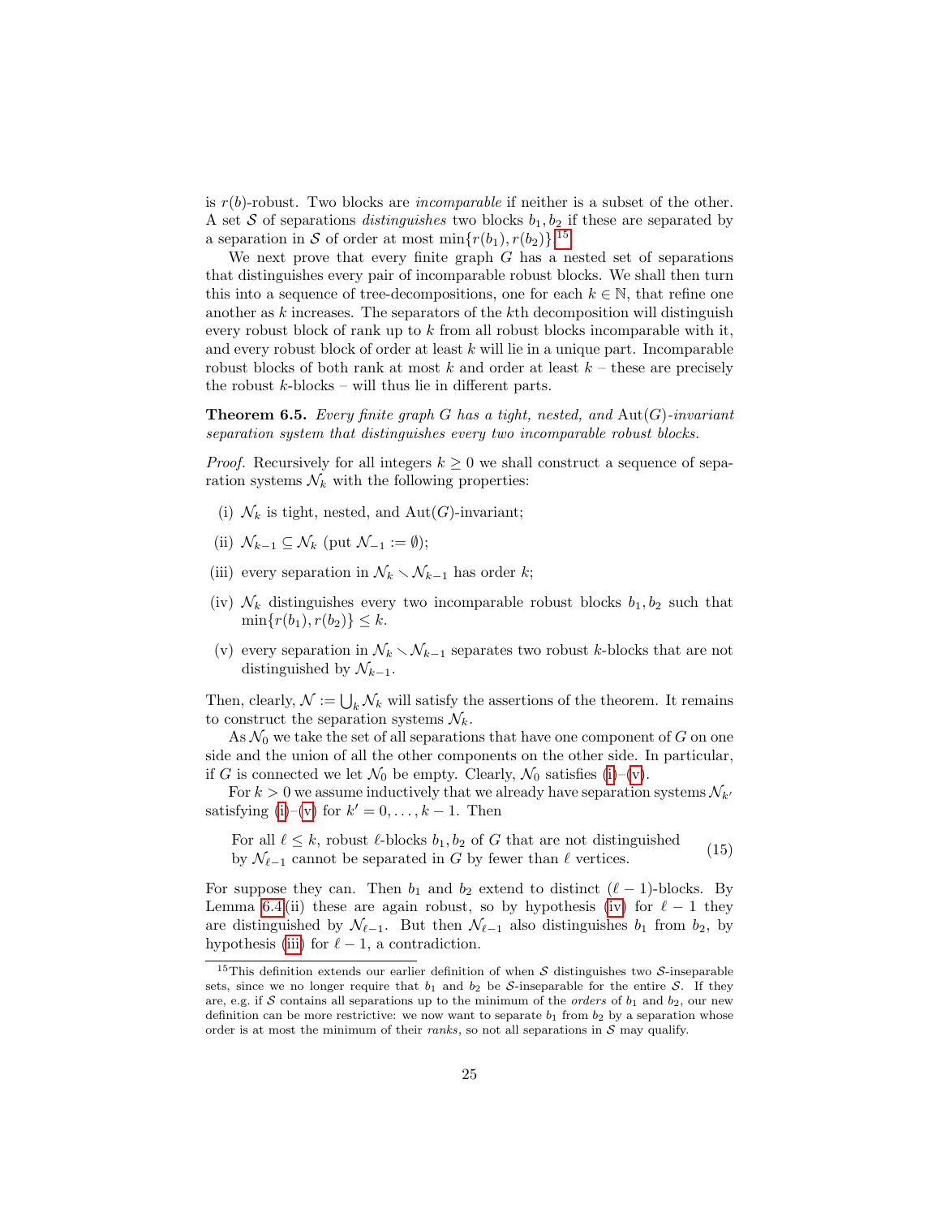is $r(b)$-robust. Two blocks are *incomparable* if neither is a subset of the other. A set $\mathcal{S}$ of separations *distinguishes* two blocks $b_1, b_2$ if these are separated by a separation in $\mathcal{S}$ of order at most $\min\{r(b_1), r(b_2)\}$.[15]

We next prove that every finite graph $G$ has a nested set of separations that distinguishes every pair of incomparable robust blocks. We shall then turn this into a sequence of tree-decompositions, one for each $k \in \mathbb{N}$, that refine one another as $k$ increases. The separators of the $k$th decomposition will distinguish every robust block of rank up to $k$ from all robust blocks incomparable with it, and every robust block of order at least $k$ will lie in a unique part. Incomparable robust blocks of both rank at most $k$ and order at least $k$ – these are precisely the robust $k$-blocks – will thus lie in different parts.

**Theorem 6.5.** *Every finite graph $G$ has a tight, nested, and $\mathrm{Aut}(G)$-invariant separation system that distinguishes every two incomparable robust blocks.*

*Proof.* Recursively for all integers $k \geq 0$ we shall construct a sequence of separation systems $\mathcal{N}_k$ with the following properties:

(i) $\mathcal{N}_k$ is tight, nested, and $\mathrm{Aut}(G)$-invariant;

(ii) $\mathcal{N}_{k-1} \subseteq \mathcal{N}_k$ (put $\mathcal{N}_{-1} := \emptyset$);

(iii) every separation in $\mathcal{N}_k \setminus \mathcal{N}_{k-1}$ has order $k$;

(iv) $\mathcal{N}_k$ distinguishes every two incomparable robust blocks $b_1, b_2$ such that $\min\{r(b_1), r(b_2)\} \leq k$.

(v) every separation in $\mathcal{N}_k \setminus \mathcal{N}_{k-1}$ separates two robust $k$-blocks that are not distinguished by $\mathcal{N}_{k-1}$.

Then, clearly, $\mathcal{N} := \bigcup_k \mathcal{N}_k$ will satisfy the assertions of the theorem. It remains to construct the separation systems $\mathcal{N}_k$.

As $\mathcal{N}_0$ we take the set of all separations that have one component of $G$ on one side and the union of all the other components on the other side. In particular, if $G$ is connected we let $\mathcal{N}_0$ be empty. Clearly, $\mathcal{N}_0$ satisfies (i)–(v).

For $k > 0$ we assume inductively that we already have separation systems $\mathcal{N}_{k'}$ satisfying (i)–(v) for $k' = 0, \dots, k-1$. Then

$$\text{For all } \ell \leq k, \text{ robust } \ell\text{-blocks } b_1, b_2 \text{ of } G \text{ that are not distinguished by } \mathcal{N}_{\ell-1} \text{ cannot be separated in } G \text{ by fewer than } \ell \text{ vertices.} \tag{15}$$

For suppose they can. Then $b_1$ and $b_2$ extend to distinct $(\ell-1)$-blocks. By Lemma 6.4(ii) these are again robust, so by hypothesis (iv) for $\ell - 1$ they are distinguished by $\mathcal{N}_{\ell-1}$. But then $\mathcal{N}_{\ell-1}$ also distinguishes $b_1$ from $b_2$, by hypothesis (iii) for $\ell - 1$, a contradiction.

[15] This definition extends our earlier definition of when $\mathcal{S}$ distinguishes two $\mathcal{S}$-inseparable sets, since we no longer require that $b_1$ and $b_2$ be $\mathcal{S}$-inseparable for the entire $\mathcal{S}$. If they are, e.g. if $\mathcal{S}$ contains all separations up to the minimum of the *orders* of $b_1$ and $b_2$, our new definition can be more restrictive: we now want to separate $b_1$ from $b_2$ by a separation whose order is at most the minimum of their *ranks*, so not all separations in $\mathcal{S}$ may qualify.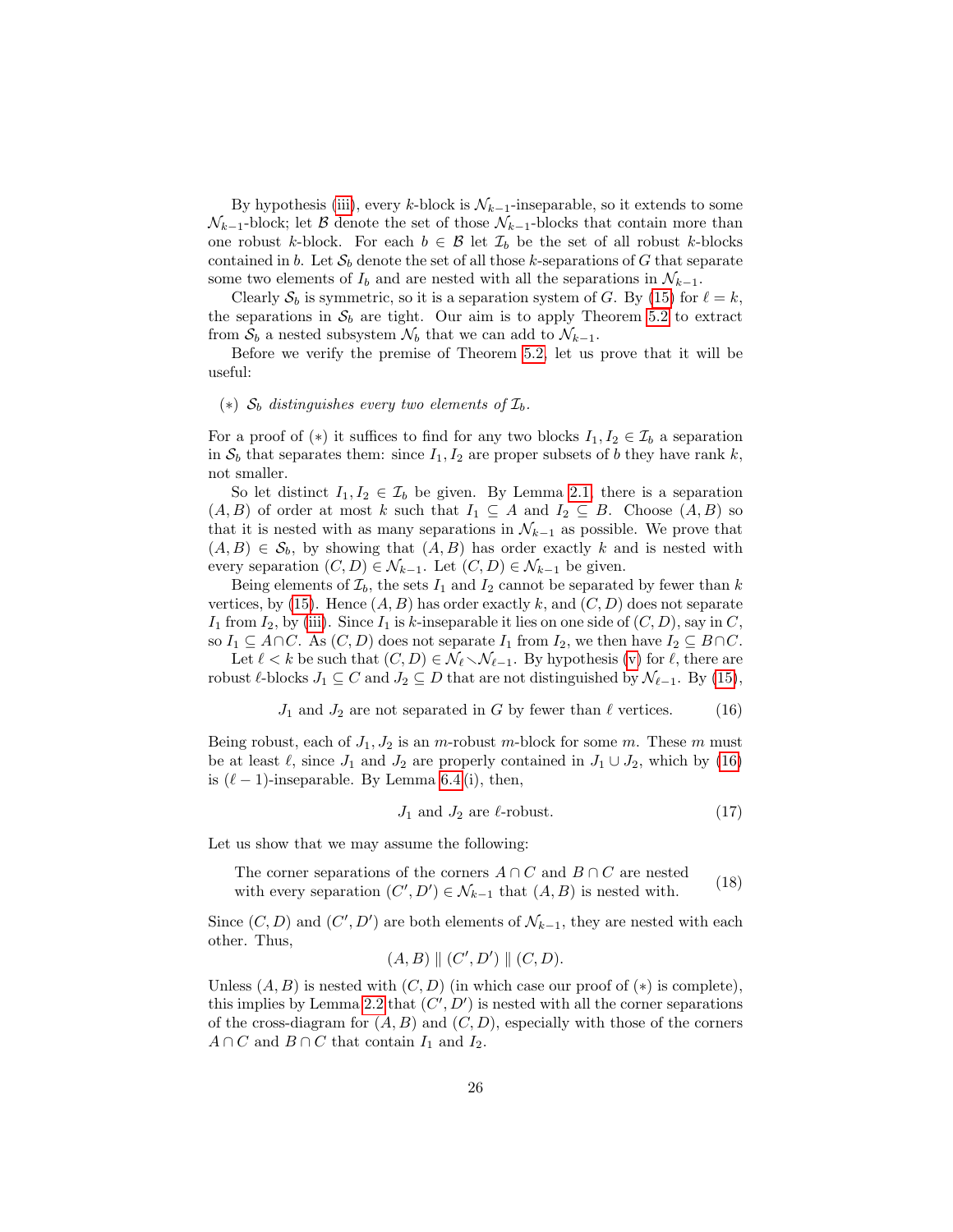By hypothesis (iii), every $k$-block is $\mathcal{N}_{k-1}$-inseparable, so it extends to some $\mathcal{N}_{k-1}$-block; let $\mathcal{B}$ denote the set of those $\mathcal{N}_{k-1}$-blocks that contain more than one robust $k$-block. For each $b \in \mathcal{B}$ let $\mathcal{I}_b$ be the set of all robust $k$-blocks contained in $b$. Let $\mathcal{S}_b$ denote the set of all those $k$-separations of $G$ that separate some two elements of $\mathcal{I}_b$ and are nested with all the separations in $\mathcal{N}_{k-1}$.

Clearly $\mathcal{S}_b$ is symmetric, so it is a separation system of $G$. By (15) for $\ell = k$, the separations in $\mathcal{S}_b$ are tight. Our aim is to apply Theorem 5.2 to extract from $\mathcal{S}_b$ a nested subsystem $\mathcal{N}_b$ that we can add to $\mathcal{N}_{k-1}$.

Before we verify the premise of Theorem 5.2, let us prove that it will be useful:

($*$) *$\mathcal{S}_b$ distinguishes every two elements of $\mathcal{I}_b$.*

For a proof of ($*$) it suffices to find for any two blocks $I_1, I_2 \in \mathcal{I}_b$ a separation in $\mathcal{S}_b$ that separates them: since $I_1, I_2$ are proper subsets of $b$ they have rank $k$, not smaller.

So let distinct $I_1, I_2 \in \mathcal{I}_b$ be given. By Lemma 2.1, there is a separation $(A, B)$ of order at most $k$ such that $I_1 \subseteq A$ and $I_2 \subseteq B$. Choose $(A, B)$ so that it is nested with as many separations in $\mathcal{N}_{k-1}$ as possible. We prove that $(A, B) \in \mathcal{S}_b$, by showing that $(A, B)$ has order exactly $k$ and is nested with every separation $(C, D) \in \mathcal{N}_{k-1}$. Let $(C, D) \in \mathcal{N}_{k-1}$ be given.

Being elements of $\mathcal{I}_b$, the sets $I_1$ and $I_2$ cannot be separated by fewer than $k$ vertices, by (15). Hence $(A, B)$ has order exactly $k$, and $(C, D)$ does not separate $I_1$ from $I_2$, by (iii). Since $I_1$ is $k$-inseparable it lies on one side of $(C, D)$, say in $C$, so $I_1 \subseteq A \cap C$. As $(C, D)$ does not separate $I_1$ from $I_2$, we then have $I_2 \subseteq B \cap C$.

Let $\ell < k$ be such that $(C, D) \in \mathcal{N}_\ell \setminus \mathcal{N}_{\ell-1}$. By hypothesis (v) for $\ell$, there are robust $\ell$-blocks $J_1 \subseteq C$ and $J_2 \subseteq D$ that are not distinguished by $\mathcal{N}_{\ell-1}$. By (15),

$$J_1 \text{ and } J_2 \text{ are not separated in } G \text{ by fewer than } \ell \text{ vertices.} \tag{16}$$

Being robust, each of $J_1, J_2$ is an $m$-robust $m$-block for some $m$. These $m$ must be at least $\ell$, since $J_1$ and $J_2$ are properly contained in $J_1 \cup J_2$, which by (16) is $(\ell - 1)$-inseparable. By Lemma 6.4 (i), then,

$$J_1 \text{ and } J_2 \text{ are } \ell\text{-robust.} \tag{17}$$

Let us show that we may assume the following:

$$\text{The corner separations of the corners } A \cap C \text{ and } B \cap C \text{ are nested with every separation } (C', D') \in \mathcal{N}_{k-1} \text{ that } (A, B) \text{ is nested with.} \tag{18}$$

Since $(C, D)$ and $(C', D')$ are both elements of $\mathcal{N}_{k-1}$, they are nested with each other. Thus,

$$(A, B) \parallel (C', D') \parallel (C, D).$$

Unless $(A, B)$ is nested with $(C, D)$ (in which case our proof of ($*$) is complete), this implies by Lemma 2.2 that $(C', D')$ is nested with all the corner separations of the cross-diagram for $(A, B)$ and $(C, D)$, especially with those of the corners $A \cap C$ and $B \cap C$ that contain $I_1$ and $I_2$.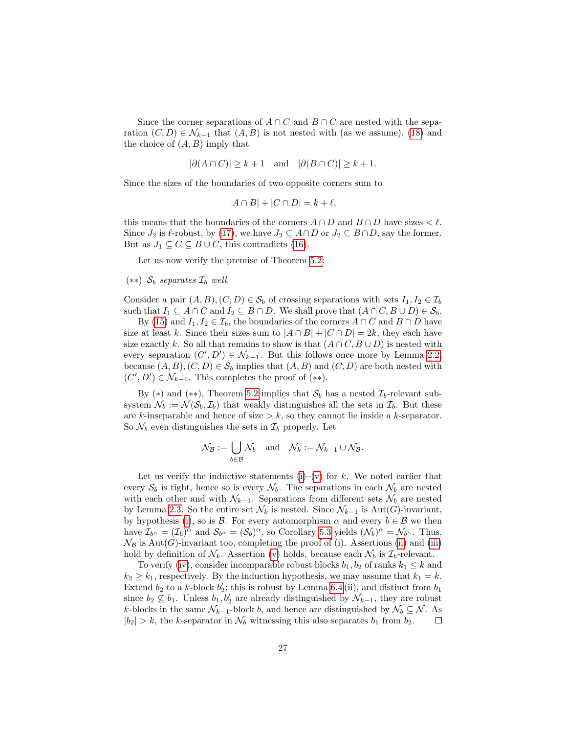Since the corner separations of $A \cap C$ and $B \cap C$ are nested with the separation $(C, D) \in \mathcal{N}_{k-1}$ that $(A, B)$ is not nested with (as we assume), (18) and the choice of $(A, B)$ imply that

$$|\partial(A \cap C)| \geq k + 1 \quad \text{and} \quad |\partial(B \cap C)| \geq k + 1.$$

Since the sizes of the boundaries of two opposite corners sum to

$$|A \cap B| + |C \cap D| = k + \ell,$$

this means that the boundaries of the corners $A \cap D$ and $B \cap D$ have sizes $< \ell$. Since $J_2$ is $\ell$-robust, by (17), we have $J_2 \subseteq A \cap D$ or $J_2 \subseteq B \cap D$, say the former. But as $J_1 \subseteq C \subseteq B \cup C$, this contradicts (16).

Let us now verify the premise of Theorem 5.2:

($**$) *$\mathcal{S}_b$ separates $\mathcal{I}_b$ well.*

Consider a pair $(A, B), (C, D) \in \mathcal{S}_b$ of crossing separations with sets $I_1, I_2 \in \mathcal{I}_b$ such that $I_1 \subseteq A \cap C$ and $I_2 \subseteq B \cap D$. We shall prove that $(A \cap C, B \cup D) \in \mathcal{S}_b$.

By (15) and $I_1, I_2 \in \mathcal{I}_b$, the boundaries of the corners $A \cap C$ and $B \cap D$ have size at least $k$. Since their sizes sum to $|A \cap B| + |C \cap D| = 2k$, they each have size exactly $k$. So all that remains to show is that $(A \cap C, B \cup D)$ is nested with every separation $(C', D') \in \mathcal{N}_{k-1}$. But this follows once more by Lemma 2.2, because $(A, B), (C, D) \in \mathcal{S}_b$ implies that $(A, B)$ and $(C, D)$ are both nested with $(C', D') \in \mathcal{N}_{k-1}$. This completes the proof of ($**$).

By ($*$) and ($**$), Theorem 5.2 implies that $\mathcal{S}_b$ has a nested $\mathcal{I}_b$-relevant subsystem $\mathcal{N}_b := \mathcal{N}(\mathcal{S}_b, \mathcal{I}_b)$ that weakly distinguishes all the sets in $\mathcal{I}_b$. But these are $k$-inseparable and hence of size $> k$, so they cannot lie inside a $k$-separator. So $\mathcal{N}_b$ even distinguishes the sets in $\mathcal{I}_b$ properly. Let

$$\mathcal{N}_{\mathcal{B}} := \bigcup_{b \in \mathcal{B}} \mathcal{N}_b \quad \text{and} \quad \mathcal{N}_k := \mathcal{N}_{k-1} \cup \mathcal{N}_{\mathcal{B}}.$$

Let us verify the inductive statements (i)–(v) for $k$. We noted earlier that every $\mathcal{S}_b$ is tight, hence so is every $\mathcal{N}_b$. The separations in each $\mathcal{N}_b$ are nested with each other and with $\mathcal{N}_{k-1}$. Separations from different sets $\mathcal{N}_b$ are nested by Lemma 2.3. So the entire set $\mathcal{N}_k$ is nested. Since $\mathcal{N}_{k-1}$ is $\mathrm{Aut}(G)$-invariant, by hypothesis (i), so is $\mathcal{B}$. For every automorphism $\alpha$ and every $b \in \mathcal{B}$ we then have $\mathcal{I}_{b^\alpha} = (\mathcal{I}_b)^\alpha$ and $\mathcal{S}_{b^\alpha} = (\mathcal{S}_b)^\alpha$, so Corollary 5.3 yields $(\mathcal{N}_b)^\alpha = \mathcal{N}_{b^\alpha}$. Thus, $\mathcal{N}_{\mathcal{B}}$ is $\mathrm{Aut}(G)$-invariant too, completing the proof of (i). Assertions (ii) and (iii) hold by definition of $\mathcal{N}_k$. Assertion (v) holds, because each $\mathcal{N}_b$ is $\mathcal{I}_b$-relevant.

To verify (iv), consider incomparable robust blocks $b_1, b_2$ of ranks $k_1 \leq k$ and $k_2 \geq k_1$, respectively. By the induction hypothesis, we may assume that $k_1 = k$. Extend $b_2$ to a $k$-block $b_2'$; this is robust by Lemma 6.4(ii), and distinct from $b_1$ since $b_2 \not\subseteq b_1$. Unless $b_1, b_2'$ are already distinguished by $\mathcal{N}_{k-1}$, they are robust $k$-blocks in the same $\mathcal{N}_{k-1}$-block $b$, and hence are distinguished by $\mathcal{N}_b \subseteq \mathcal{N}$. As $|b_2| > k$, the $k$-separator in $\mathcal{N}_b$ witnessing this also separates $b_1$ from $b_2$. $\square$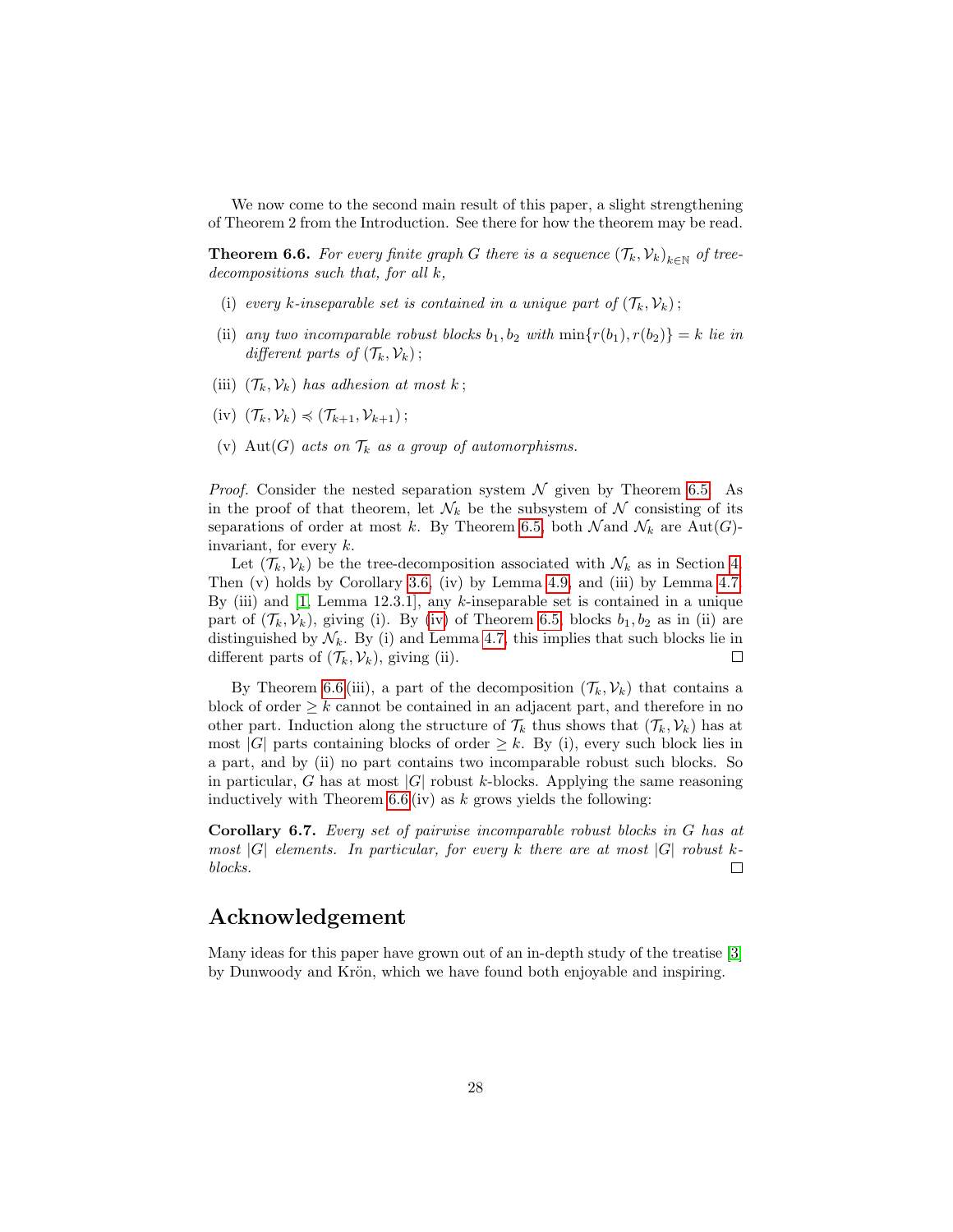We now come to the second main result of this paper, a slight strengthening of Theorem 2 from the Introduction. See there for how the theorem may be read.

**Theorem 6.6.** *For every finite graph $G$ there is a sequence $(\mathcal{T}_k, \mathcal{V}_k)_{k\in\mathbb{N}}$ of tree-decompositions such that, for all $k$,*

- (i) *every $k$-inseparable set is contained in a unique part of $(\mathcal{T}_k, \mathcal{V}_k)$;*
- (ii) *any two incomparable robust blocks $b_1, b_2$ with $\min\{r(b_1), r(b_2)\} = k$ lie in different parts of $(\mathcal{T}_k, \mathcal{V}_k)$;*
- (iii) *$(\mathcal{T}_k, \mathcal{V}_k)$ has adhesion at most $k$;*
- (iv) *$(\mathcal{T}_k, \mathcal{V}_k) \preccurlyeq (\mathcal{T}_{k+1}, \mathcal{V}_{k+1})$;*
- (v) *$\mathrm{Aut}(G)$ acts on $\mathcal{T}_k$ as a group of automorphisms.*

*Proof.* Consider the nested separation system $\mathcal{N}$ given by Theorem 6.5. As in the proof of that theorem, let $\mathcal{N}_k$ be the subsystem of $\mathcal{N}$ consisting of its separations of order at most $k$. By Theorem 6.5, both $\mathcal{N}$ and $\mathcal{N}_k$ are $\mathrm{Aut}(G)$-invariant, for every $k$.

Let $(\mathcal{T}_k, \mathcal{V}_k)$ be the tree-decomposition associated with $\mathcal{N}_k$ as in Section 4. Then (v) holds by Corollary 3.6, (iv) by Lemma 4.9, and (iii) by Lemma 4.7. By (iii) and [1, Lemma 12.3.1], any $k$-inseparable set is contained in a unique part of $(\mathcal{T}_k, \mathcal{V}_k)$, giving (i). By (iv) of Theorem 6.5, blocks $b_1, b_2$ as in (ii) are distinguished by $\mathcal{N}_k$. By (i) and Lemma 4.7, this implies that such blocks lie in different parts of $(\mathcal{T}_k, \mathcal{V}_k)$, giving (ii). □

By Theorem 6.6(iii), a part of the decomposition $(\mathcal{T}_k, \mathcal{V}_k)$ that contains a block of order $\geq k$ cannot be contained in an adjacent part, and therefore in no other part. Induction along the structure of $\mathcal{T}_k$ thus shows that $(\mathcal{T}_k, \mathcal{V}_k)$ has at most $|G|$ parts containing blocks of order $\geq k$. By (i), every such block lies in a part, and by (ii) no part contains two incomparable robust such blocks. So in particular, $G$ has at most $|G|$ robust $k$-blocks. Applying the same reasoning inductively with Theorem 6.6(iv) as $k$ grows yields the following:

**Corollary 6.7.** *Every set of pairwise incomparable robust blocks in $G$ has at most $|G|$ elements. In particular, for every $k$ there are at most $|G|$ robust $k$-blocks.* □

## Acknowledgement

Many ideas for this paper have grown out of an in-depth study of the treatise [3] by Dunwoody and Krön, which we have found both enjoyable and inspiring.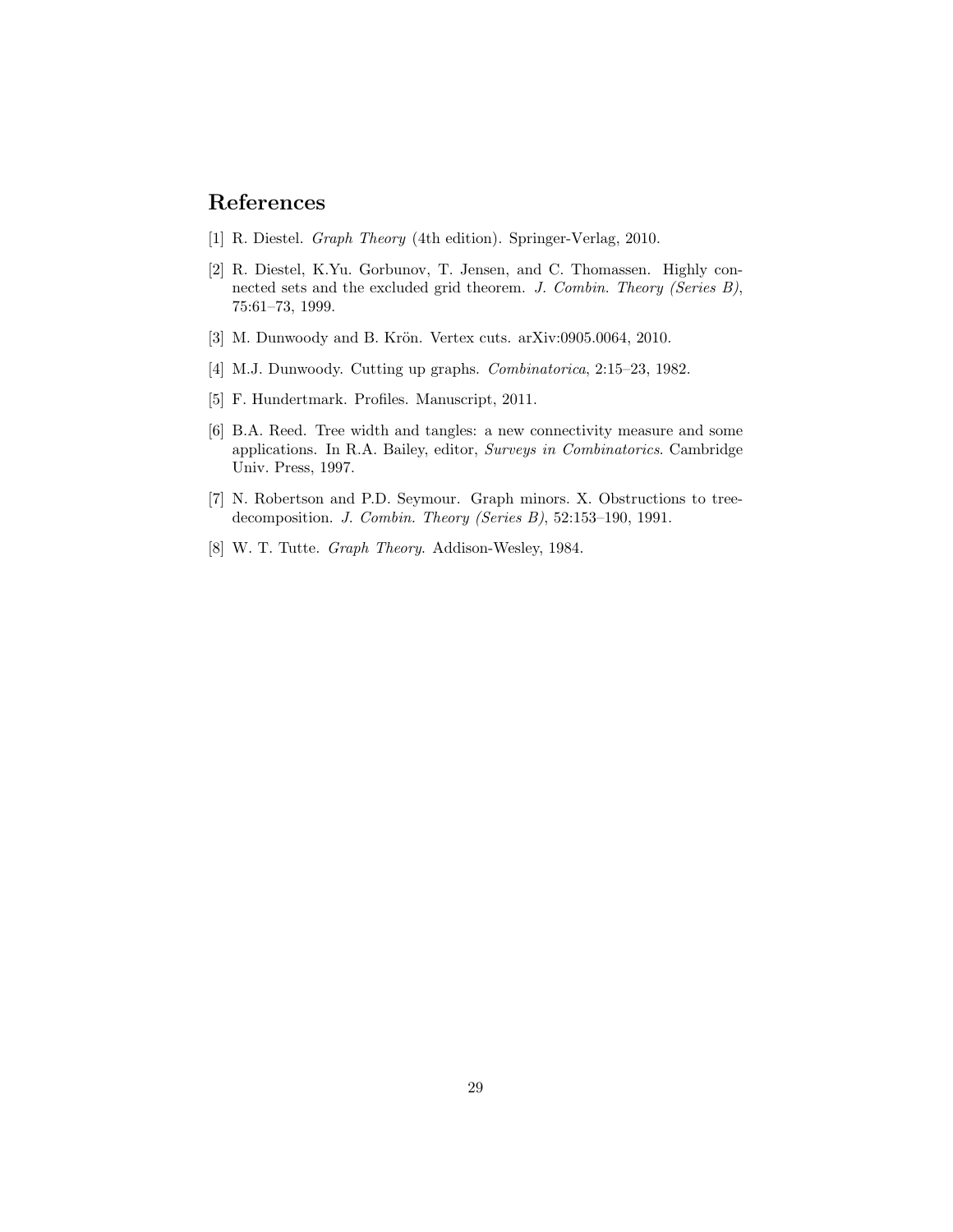## References

[1] R. Diestel. *Graph Theory* (4th edition). Springer-Verlag, 2010.

[2] R. Diestel, K.Yu. Gorbunov, T. Jensen, and C. Thomassen. Highly connected sets and the excluded grid theorem. *J. Combin. Theory (Series B)*, 75:61–73, 1999.

[3] M. Dunwoody and B. Krön. Vertex cuts. arXiv:0905.0064, 2010.

[4] M.J. Dunwoody. Cutting up graphs. *Combinatorica*, 2:15–23, 1982.

[5] F. Hundertmark. Profiles. Manuscript, 2011.

[6] B.A. Reed. Tree width and tangles: a new connectivity measure and some applications. In R.A. Bailey, editor, *Surveys in Combinatorics*. Cambridge Univ. Press, 1997.

[7] N. Robertson and P.D. Seymour. Graph minors. X. Obstructions to tree-decomposition. *J. Combin. Theory (Series B)*, 52:153–190, 1991.

[8] W. T. Tutte. *Graph Theory*. Addison-Wesley, 1984.